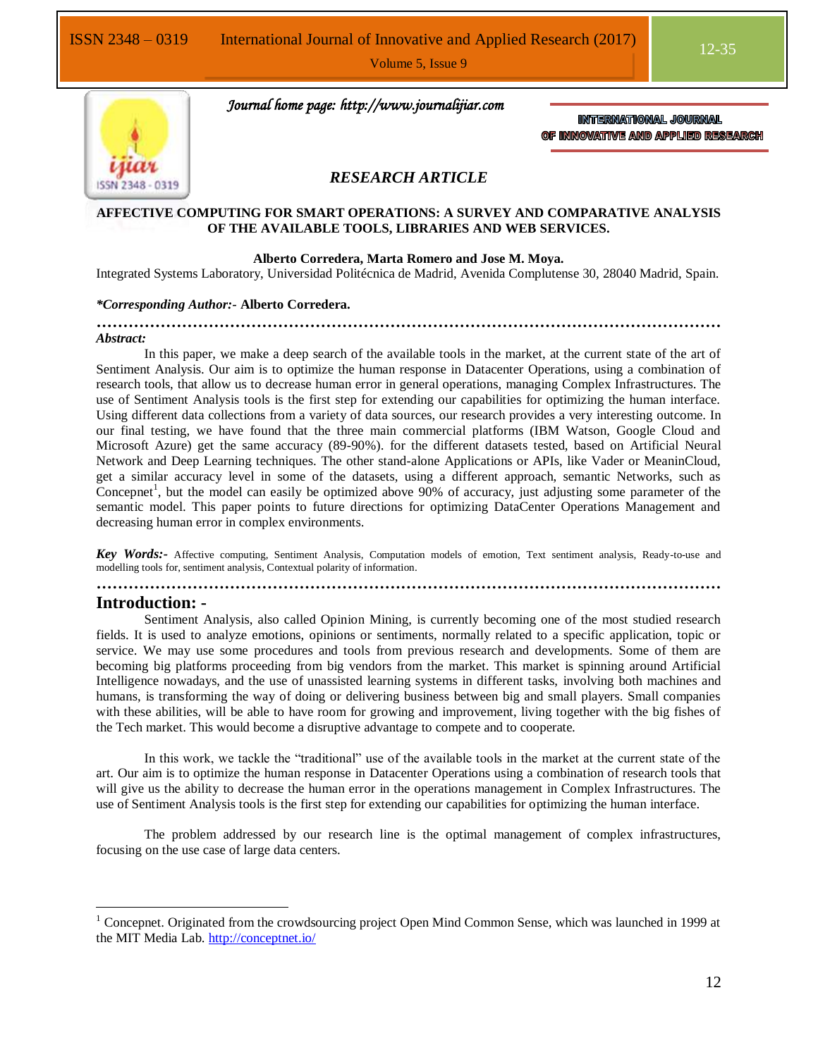*Journal home page: http://www.journalijiar.com*

INTERNATIONAL JOURNAL OF INNOVATIVE AND APPLIED RESEARCH

*RESEARCH ARTICLE*

# AFFECTIVE COMPUTING FOR SMART OPERATIONS: A SURVEY AND COMPARATIVE ANALYSIS OF THE AVAILABLE TOOLS, LIBRARIES AND WEB SERVICES.

**Alberto Corredera, Marta Romero and Jose M. Moya.**

Integrated Systems Laboratory, Universidad Politécnica de Madrid, Avenida Complutense 30, 28040 Madrid, Spain.

***Corresponding Author:**- **Alberto Corredera.**

…………………………………………………………………………………………………………………………

***Abstract:***

In this paper, we make a deep search of the available tools in the market, at the current state of the art of Sentiment Analysis. Our aim is to optimize the human response in Datacenter Operations, using a combination of research tools, that allow us to decrease human error in general operations, managing Complex Infrastructures. The use of Sentiment Analysis tools is the first step for extending our capabilities for optimizing the human interface. Using different data collections from a variety of data sources, our research provides a very interesting outcome. In our final testing, we have found that the three main commercial platforms (IBM Watson, Google Cloud and Microsoft Azure) get the same accuracy (89-90%). for the different datasets tested, based on Artificial Neural Network and Deep Learning techniques. The other stand-alone Applications or APIs, like Vader or MeaninCloud, get a similar accuracy level in some of the datasets, using a different approach, semantic Networks, such as Concepnet[1], but the model can easily be optimized above 90% of accuracy, just adjusting some parameter of the semantic model. This paper points to future directions for optimizing DataCenter Operations Management and decreasing human error in complex environments.

***Key Words:-*** Affective computing, Sentiment Analysis, Computation models of emotion, Text sentiment analysis, Ready-to-use and modelling tools for, sentiment analysis, Contextual polarity of information.

…………………………………………………………………………………………………………………………

## Introduction: -

Sentiment Analysis, also called Opinion Mining, is currently becoming one of the most studied research fields. It is used to analyze emotions, opinions or sentiments, normally related to a specific application, topic or service. We may use some procedures and tools from previous research and developments. Some of them are becoming big platforms proceeding from big vendors from the market. This market is spinning around Artificial Intelligence nowadays, and the use of unassisted learning systems in different tasks, involving both machines and humans, is transforming the way of doing or delivering business between big and small players. Small companies with these abilities, will be able to have room for growing and improvement, living together with the big fishes of the Tech market. This would become a disruptive advantage to compete and to cooperate.

In this work, we tackle the "traditional" use of the available tools in the market at the current state of the art. Our aim is to optimize the human response in Datacenter Operations using a combination of research tools that will give us the ability to decrease the human error in the operations management in Complex Infrastructures. The use of Sentiment Analysis tools is the first step for extending our capabilities for optimizing the human interface.

The problem addressed by our research line is the optimal management of complex infrastructures, focusing on the use case of large data centers.

---

[1] Concepnet. Originated from the crowdsourcing project Open Mind Common Sense, which was launched in 1999 at the MIT Media Lab. http://conceptnet.io/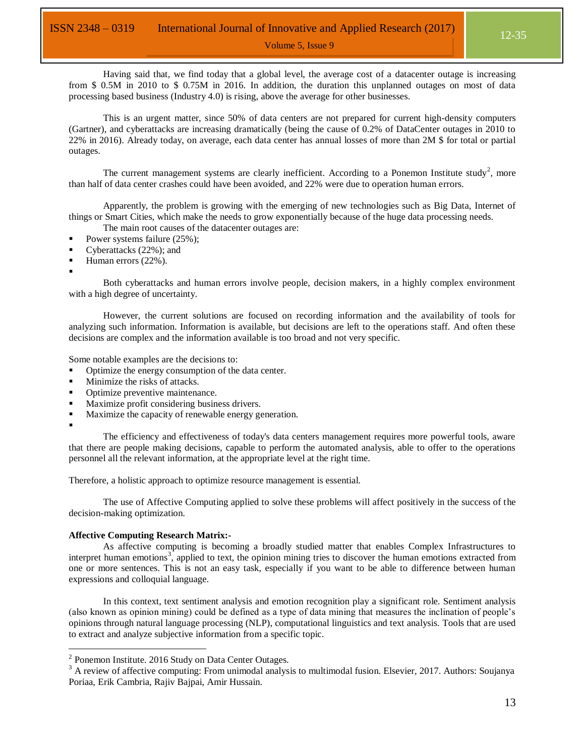Having said that, we find today that a global level, the average cost of a datacenter outage is increasing from $ 0.5M in 2010 to $ 0.75M in 2016. In addition, the duration this unplanned outages on most of data processing based business (Industry 4.0) is rising, above the average for other businesses.

This is an urgent matter, since 50% of data centers are not prepared for current high-density computers (Gartner), and cyberattacks are increasing dramatically (being the cause of 0.2% of DataCenter outages in 2010 to 22% in 2016). Already today, on average, each data center has annual losses of more than 2M $ for total or partial outages.

The current management systems are clearly inefficient. According to a Ponemon Institute study[2], more than half of data center crashes could have been avoided, and 22% were due to operation human errors.

Apparently, the problem is growing with the emerging of new technologies such as Big Data, Internet of things or Smart Cities, which make the needs to grow exponentially because of the huge data processing needs.

The main root causes of the datacenter outages are:

- Power systems failure (25%);
- Cyberattacks (22%); and
- Human errors (22%).

Both cyberattacks and human errors involve people, decision makers, in a highly complex environment with a high degree of uncertainty.

However, the current solutions are focused on recording information and the availability of tools for analyzing such information. Information is available, but decisions are left to the operations staff. And often these decisions are complex and the information available is too broad and not very specific.

Some notable examples are the decisions to:

- Optimize the energy consumption of the data center.
- Minimize the risks of attacks.
- Optimize preventive maintenance.
- Maximize profit considering business drivers.
- Maximize the capacity of renewable energy generation.

The efficiency and effectiveness of today's data centers management requires more powerful tools, aware that there are people making decisions, capable to perform the automated analysis, able to offer to the operations personnel all the relevant information, at the appropriate level at the right time.

Therefore, a holistic approach to optimize resource management is essential.

The use of Affective Computing applied to solve these problems will affect positively in the success of the decision-making optimization.

**Affective Computing Research Matrix:-**

As affective computing is becoming a broadly studied matter that enables Complex Infrastructures to interpret human emotions[3], applied to text, the opinion mining tries to discover the human emotions extracted from one or more sentences. This is not an easy task, especially if you want to be able to difference between human expressions and colloquial language.

In this context, text sentiment analysis and emotion recognition play a significant role. Sentiment analysis (also known as opinion mining) could be defined as a type of data mining that measures the inclination of people's opinions through natural language processing (NLP), computational linguistics and text analysis. Tools that are used to extract and analyze subjective information from a specific topic.

---

[2] Ponemon Institute. 2016 Study on Data Center Outages.

[3] A review of affective computing: From unimodal analysis to multimodal fusion. Elsevier, 2017. Authors: Soujanya Poriaa, Erik Cambria, Rajiv Bajpai, Amir Hussain.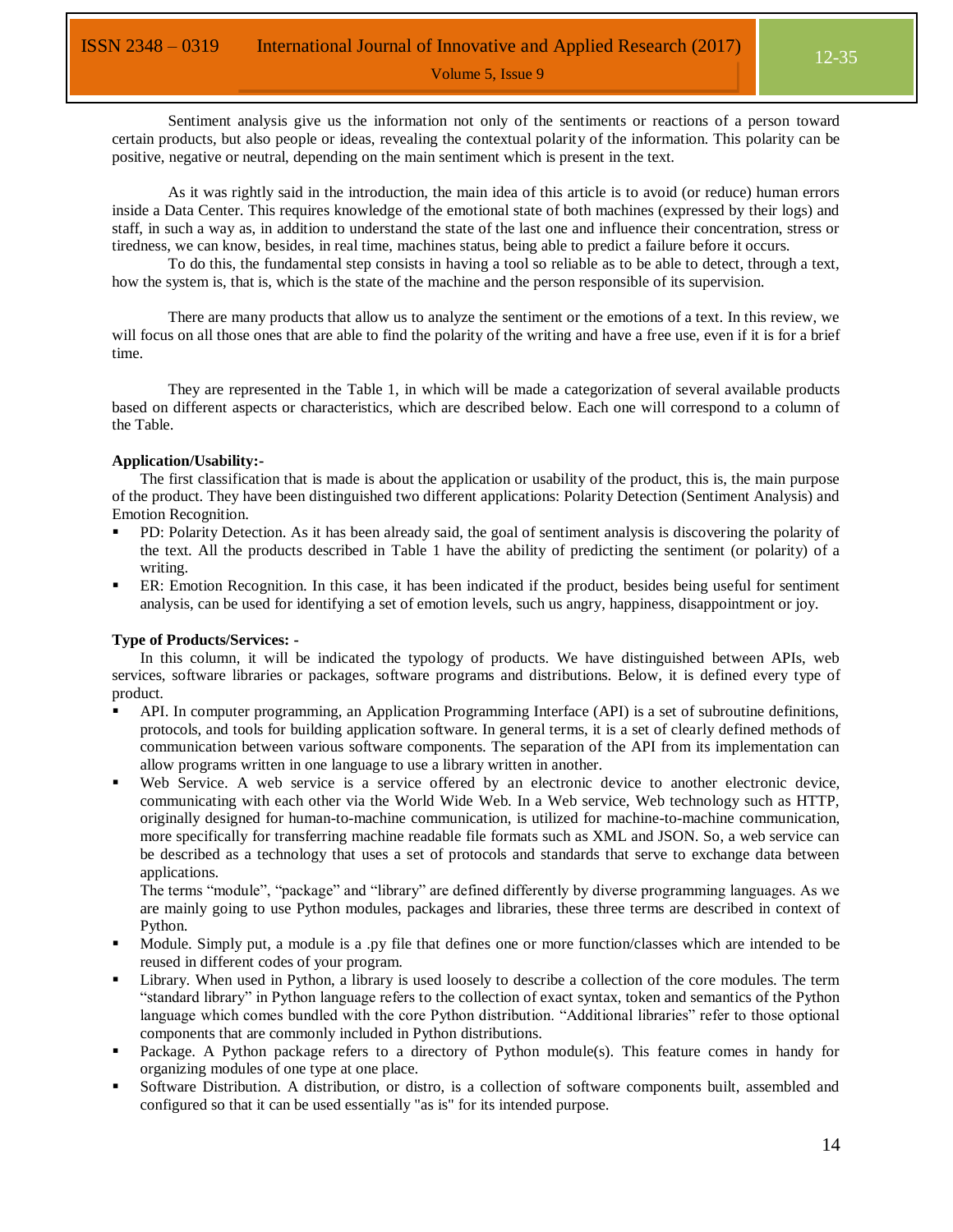Sentiment analysis give us the information not only of the sentiments or reactions of a person toward certain products, but also people or ideas, revealing the contextual polarity of the information. This polarity can be positive, negative or neutral, depending on the main sentiment which is present in the text.

As it was rightly said in the introduction, the main idea of this article is to avoid (or reduce) human errors inside a Data Center. This requires knowledge of the emotional state of both machines (expressed by their logs) and staff, in such a way as, in addition to understand the state of the last one and influence their concentration, stress or tiredness, we can know, besides, in real time, machines status, being able to predict a failure before it occurs.

To do this, the fundamental step consists in having a tool so reliable as to be able to detect, through a text, how the system is, that is, which is the state of the machine and the person responsible of its supervision.

There are many products that allow us to analyze the sentiment or the emotions of a text. In this review, we will focus on all those ones that are able to find the polarity of the writing and have a free use, even if it is for a brief time.

They are represented in the Table 1, in which will be made a categorization of several available products based on different aspects or characteristics, which are described below. Each one will correspond to a column of the Table.

**Application/Usability:-**

The first classification that is made is about the application or usability of the product, this is, the main purpose of the product. They have been distinguished two different applications: Polarity Detection (Sentiment Analysis) and Emotion Recognition.

- PD: Polarity Detection. As it has been already said, the goal of sentiment analysis is discovering the polarity of the text. All the products described in Table 1 have the ability of predicting the sentiment (or polarity) of a writing.
- ER: Emotion Recognition. In this case, it has been indicated if the product, besides being useful for sentiment analysis, can be used for identifying a set of emotion levels, such us angry, happiness, disappointment or joy.

**Type of Products/Services: -**

In this column, it will be indicated the typology of products. We have distinguished between APIs, web services, software libraries or packages, software programs and distributions. Below, it is defined every type of product.

- API. In computer programming, an Application Programming Interface (API) is a set of subroutine definitions, protocols, and tools for building application software. In general terms, it is a set of clearly defined methods of communication between various software components. The separation of the API from its implementation can allow programs written in one language to use a library written in another.
- Web Service. A web service is a service offered by an electronic device to another electronic device, communicating with each other via the World Wide Web. In a Web service, Web technology such as HTTP, originally designed for human-to-machine communication, is utilized for machine-to-machine communication, more specifically for transferring machine readable file formats such as XML and JSON. So, a web service can be described as a technology that uses a set of protocols and standards that serve to exchange data between applications.

  The terms "module", "package" and "library" are defined differently by diverse programming languages. As we are mainly going to use Python modules, packages and libraries, these three terms are described in context of Python.
- Module. Simply put, a module is a .py file that defines one or more function/classes which are intended to be reused in different codes of your program.
- Library. When used in Python, a library is used loosely to describe a collection of the core modules. The term "standard library" in Python language refers to the collection of exact syntax, token and semantics of the Python language which comes bundled with the core Python distribution. "Additional libraries" refer to those optional components that are commonly included in Python distributions.
- Package. A Python package refers to a directory of Python module(s). This feature comes in handy for organizing modules of one type at one place.
- Software Distribution. A distribution, or distro, is a collection of software components built, assembled and configured so that it can be used essentially "as is" for its intended purpose.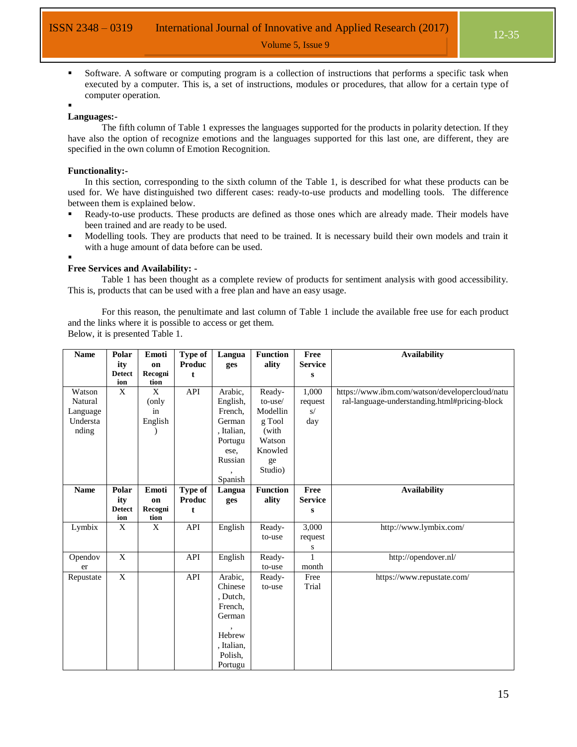- Software. A software or computing program is a collection of instructions that performs a specific task when executed by a computer. This is, a set of instructions, modules or procedures, that allow for a certain type of computer operation.

**Languages:-**

The fifth column of Table 1 expresses the languages supported for the products in polarity detection. If they have also the option of recognize emotions and the languages supported for this last one, are different, they are specified in the own column of Emotion Recognition.

**Functionality:-**

In this section, corresponding to the sixth column of the Table 1, is described for what these products can be used for. We have distinguished two different cases: ready-to-use products and modelling tools. The difference between them is explained below.

- Ready-to-use products. These products are defined as those ones which are already made. Their models have been trained and are ready to be used.
- Modelling tools. They are products that need to be trained. It is necessary build their own models and train it with a huge amount of data before can be used.

**Free Services and Availability: -**

Table 1 has been thought as a complete review of products for sentiment analysis with good accessibility. This is, products that can be used with a free plan and have an easy usage.

For this reason, the penultimate and last column of Table 1 include the available free use for each product and the links where it is possible to access or get them.
Below, it is presented Table 1.

| Name | Polarity Detection | Emotion Recognition | Type of Product | Languages | Functionality | Free Services | Availability |
|---|---|---|---|---|---|---|---|
| Watson Natural Language Understanding | X | X (only in English) | API | Arabic, English, French, German, Italian, Portuguese, Russian, Spanish | Ready-to-use/ Modelling Tool (with Watson Knowledge Studio) | 1,000 requests/ day | https://www.ibm.com/watson/developercloud/natural-language-understanding.html#pricing-block |
| Lymbix | X | X | API | English | Ready-to-use | 3,000 requests | http://www.lymbix.com/ |
| Opendover | X | | API | English | Ready-to-use | 1 month | http://opendover.nl/ |
| Repustate | X | | API | Arabic, Chinese, Dutch, French, German, Hebrew, Italian, Polish, Portugu | Ready-to-use | Free Trial | https://www.repustate.com/ |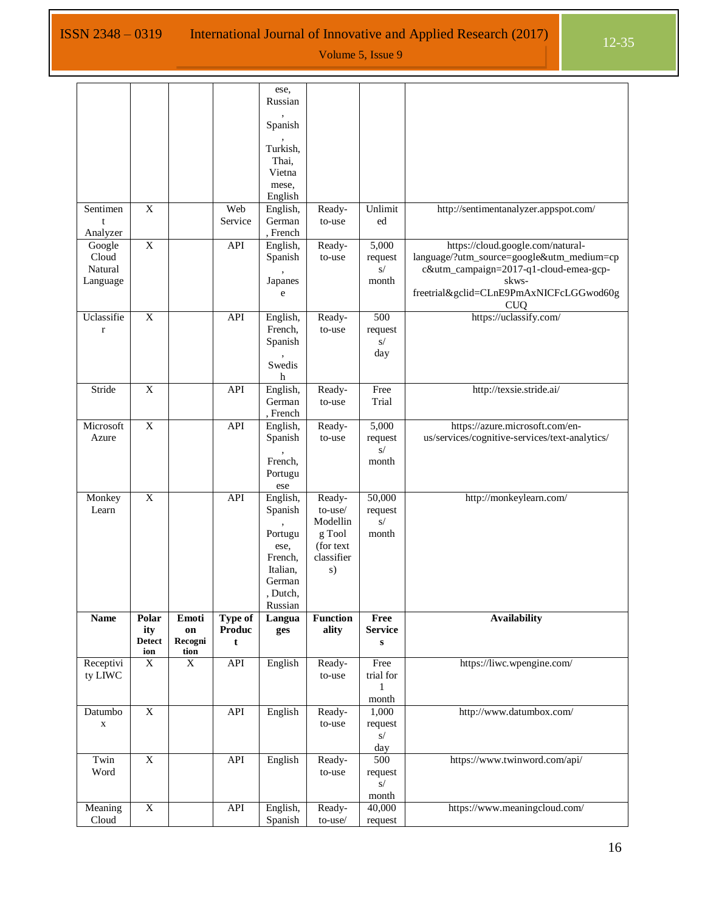| | | | | ese, Russian, Spanish, Turkish, Thai, Vietnamese, English | | | |
|---|---|---|---|---|---|---|---|
| Sentiment Analyzer | X | | Web Service | English, German, French | Ready-to-use | Unlimited | http://sentimentanalyzer.appspot.com/ |
| Google Cloud Natural Language | X | | API | English, Spanish, Japanese | Ready-to-use | 5,000 requests/ month | https://cloud.google.com/natural-language/?utm_source=google&utm_medium=cpc&utm_campaign=2017-q1-cloud-emea-gcp-skws-freetrial&gclid=CLnE9PmAxNICFcLGGwod60gCUQ |
| Uclassifier | X | | API | English, French, Spanish, Swedish | Ready-to-use | 500 requests/ day | https://uclassify.com/ |
| Stride | X | | API | English, German, French | Ready-to-use | Free Trial | http://texsie.stride.ai/ |
| Microsoft Azure | X | | API | English, Spanish, French, Portuguese | Ready-to-use | 5,000 requests/ month | https://azure.microsoft.com/en-us/services/cognitive-services/text-analytics/ |
| Monkey Learn | X | | API | English, Spanish, Portuguese, French, Italian, German, Dutch, Russian | Ready-to-use/ Modelling Tool (for text classifiers) | 50,000 requests/ month | http://monkeylearn.com/ |
| **Name** | **Polarity Detection** | **Emotion Recognition** | **Type of Product** | **Languages** | **Functionality** | **Free Services** | **Availability** |
| Receptivity LIWC | X | X | API | English | Ready-to-use | Free trial for 1 month | https://liwc.wpengine.com/ |
| Datumbox | X | | API | English | Ready-to-use | 1,000 requests/ day | http://www.datumbox.com/ |
| Twin Word | X | | API | English | Ready-to-use | 500 requests/ month | https://www.twinword.com/api/ |
| Meaning Cloud | X | | API | English, Spanish | Ready-to-use/ | 40,000 request | https://www.meaningcloud.com/ |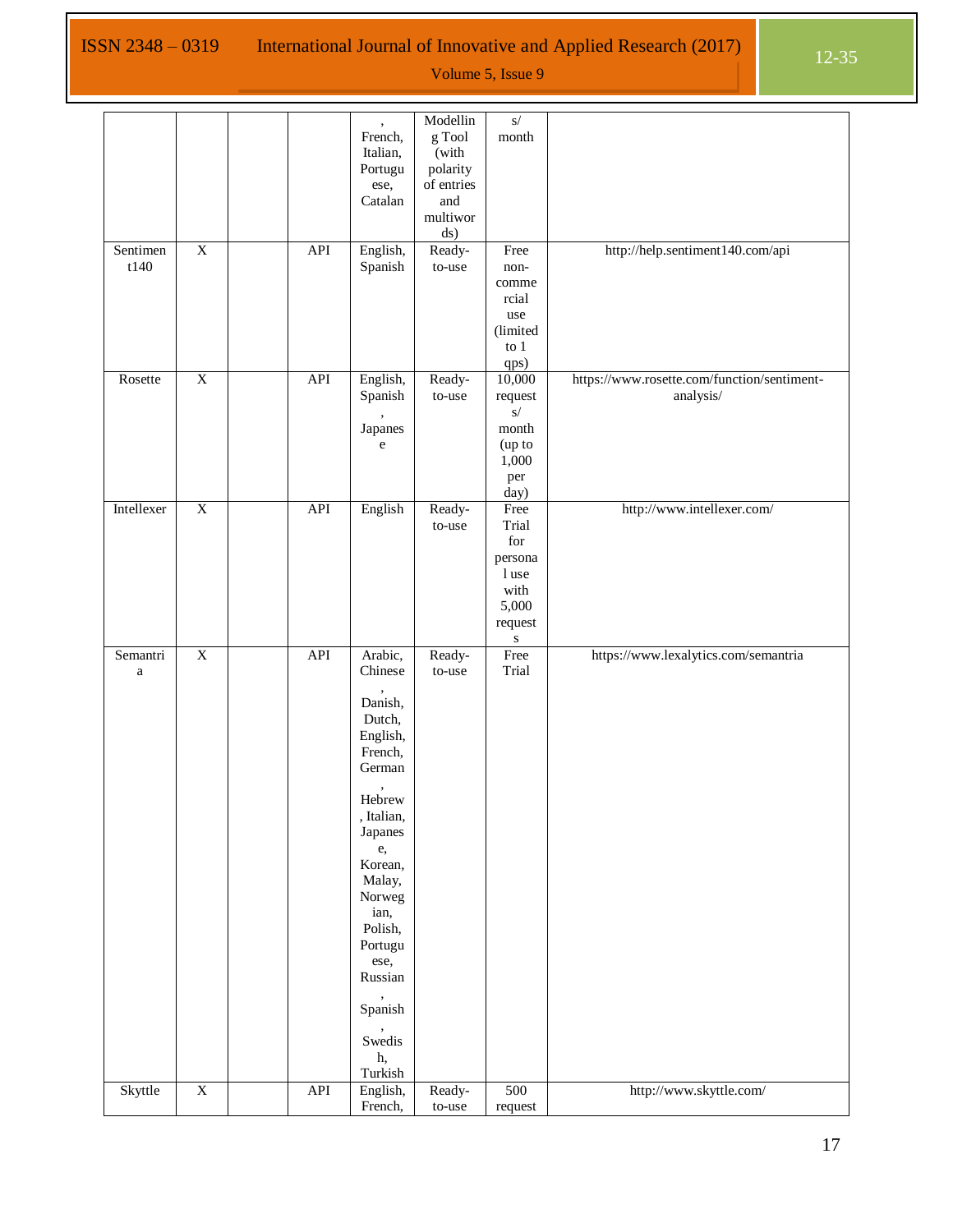| | | | | , French, Italian, Portuguese, Catalan | Modelling Tool (with polarity of entries and multiwords) | s/ month | |
|---|---|---|---|---|---|---|---|
| Sentiment140 | X | | API | English, Spanish | Ready-to-use | Free non-commercial use (limited to 1 qps) | http://help.sentiment140.com/api |
| Rosette | X | | API | English, Spanish, Japanese | Ready-to-use | 10,000 requests/ month (up to 1,000 per day) | https://www.rosette.com/function/sentiment-analysis/ |
| Intellexer | X | | API | English | Ready-to-use | Free Trial for personal use with 5,000 requests | http://www.intellexer.com/ |
| Semantria | X | | API | Arabic, Chinese, Danish, Dutch, English, French, German, Hebrew, Italian, Japanese, Korean, Malay, Norwegian, Polish, Portuguese, Russian, Spanish, Swedish, Turkish | Ready-to-use | Free Trial | https://www.lexalytics.com/semantria |
| Skyttle | X | | API | English, French, | Ready-to-use | 500 request | http://www.skyttle.com/ |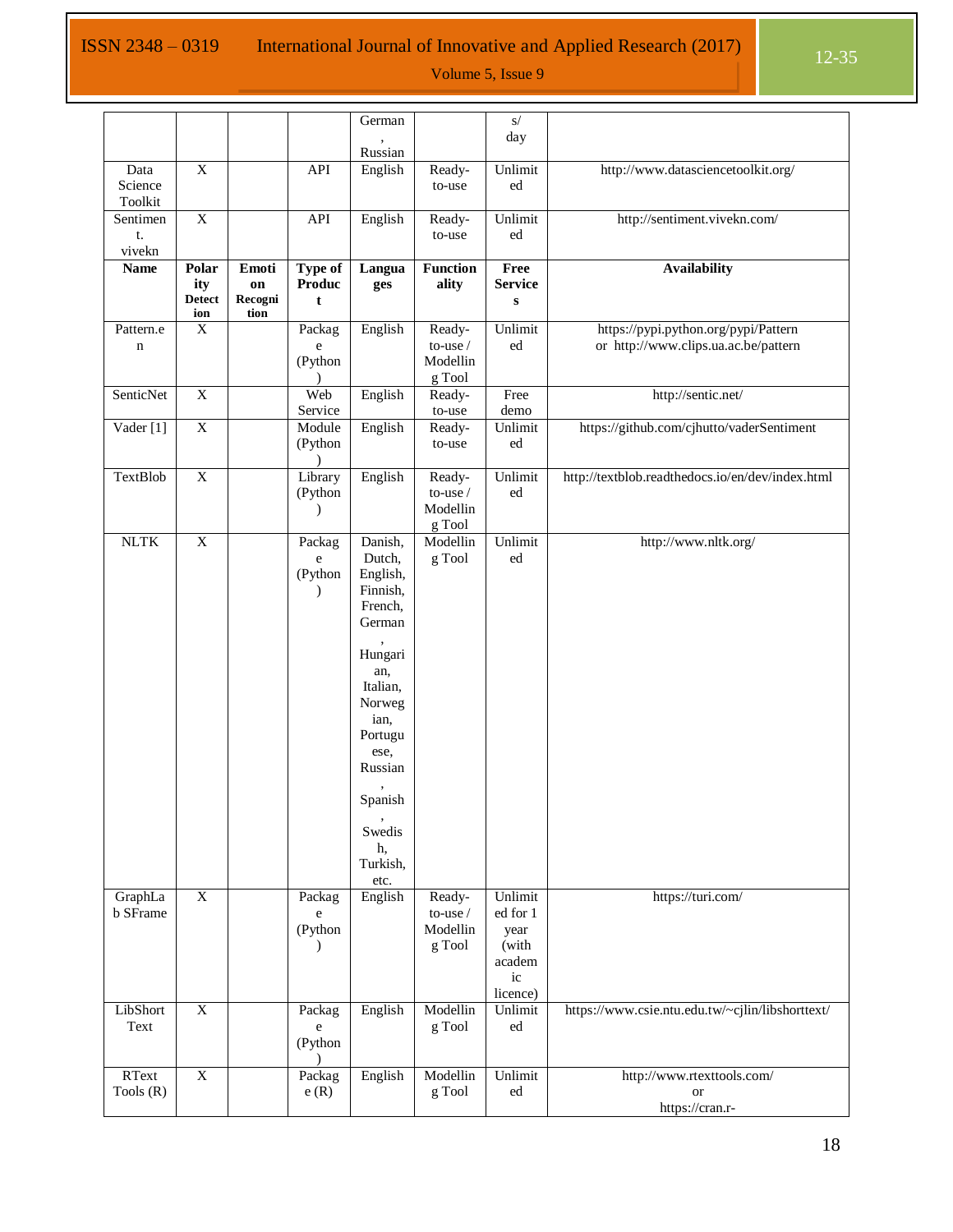| | | | | German, Russian | | s/ day | |
|---|---|---|---|---|---|---|---|
| Data Science Toolkit | X | | API | English | Ready-to-use | Unlimited | http://www.datasciencetoolkit.org/ |
| Sentiment. vivekn | X | | API | English | Ready-to-use | Unlimited | http://sentiment.vivekn.com/ |
| **Name** | **Polarity Detection** | **Emotion Recognition** | **Type of Product** | **Languages** | **Functionality** | **Free Services** | **Availability** |
| Pattern.en | X | | Package (Python) | English | Ready-to-use / Modelling Tool | Unlimited | https://pypi.python.org/pypi/Pattern or http://www.clips.ua.ac.be/pattern |
| SenticNet | X | | Web Service | English | Ready-to-use | Free demo | http://sentic.net/ |
| Vader [1] | X | | Module (Python) | English | Ready-to-use | Unlimited | https://github.com/cjhutto/vaderSentiment |
| TextBlob | X | | Library (Python) | English | Ready-to-use / Modelling Tool | Unlimited | http://textblob.readthedocs.io/en/dev/index.html |
| NLTK | X | | Package (Python) | Danish, Dutch, English, Finnish, French, German, Hungarian, Italian, Norwegian, Portuguese, Russian, Spanish, Swedish, Turkish, etc. | Modelling Tool | Unlimited | http://www.nltk.org/ |
| GraphLab SFrame | X | | Package (Python) | English | Ready-to-use / Modelling Tool | Unlimited for 1 year (with academic licence) | https://turi.com/ |
| LibShortText | X | | Package (Python) | English | Modelling Tool | Unlimited | https://www.csie.ntu.edu.tw/~cjlin/libshorttext/ |
| RText Tools (R) | X | | Package (R) | English | Modelling Tool | Unlimited | http://www.rtexttools.com/ or https://cran.r- |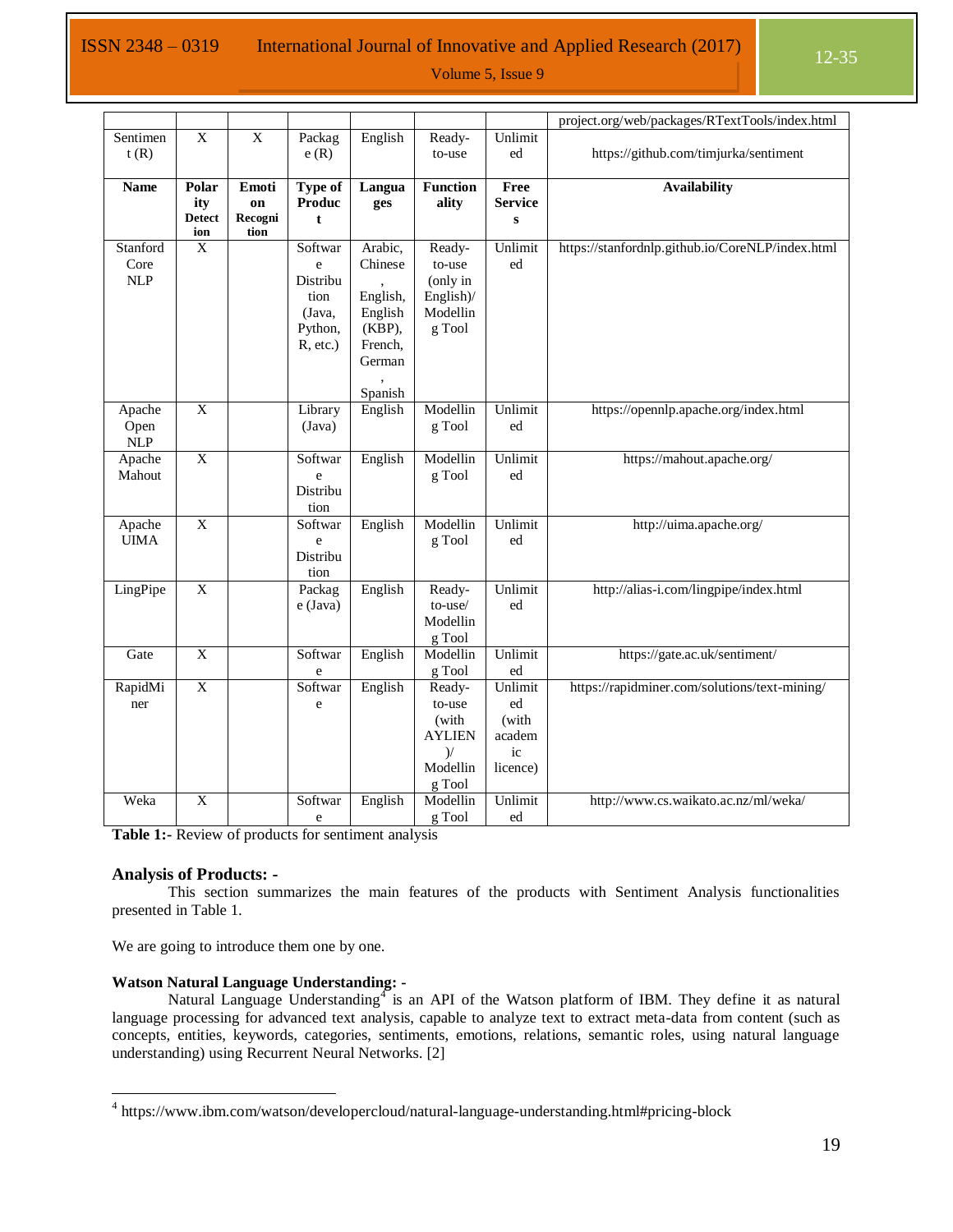| | | | | | | | project.org/web/packages/RTextTools/index.html |
|---|---|---|---|---|---|---|---|
| Sentiment (R) | X | X | Package (R) | English | Ready-to-use | Unlimited | https://github.com/timjurka/sentiment |
| **Name** | **Polarity Detection** | **Emotion Recognition** | **Type of Product** | **Languages** | **Functionality** | **Free Services** | **Availability** |
| Stanford Core NLP | X | | Software Distribution (Java, Python, R, etc.) | Arabic, Chinese, English, English (KBP), French, German, Spanish | Ready-to-use (only in English)/ Modelling Tool | Unlimited | https://stanfordnlp.github.io/CoreNLP/index.html |
| Apache Open NLP | X | | Library (Java) | English | Modelling Tool | Unlimited | https://opennlp.apache.org/index.html |
| Apache Mahout | X | | Software Distribution | English | Modelling Tool | Unlimited | https://mahout.apache.org/ |
| Apache UIMA | X | | Software Distribution | English | Modelling Tool | Unlimited | http://uima.apache.org/ |
| LingPipe | X | | Package (Java) | English | Ready-to-use/ Modelling Tool | Unlimited | http://alias-i.com/lingpipe/index.html |
| Gate | X | | Software | English | Modelling Tool | Unlimited | https://gate.ac.uk/sentiment/ |
| RapidMiner | X | | Software | English | Ready-to-use (with AYLIEN)/ Modelling Tool | Unlimited (with academic licence) | https://rapidminer.com/solutions/text-mining/ |
| Weka | X | | Software | English | Modelling Tool | Unlimited | http://www.cs.waikato.ac.nz/ml/weka/ |

**Table 1:-** Review of products for sentiment analysis

### Analysis of Products: -

This section summarizes the main features of the products with Sentiment Analysis functionalities presented in Table 1.

We are going to introduce them one by one.

#### Watson Natural Language Understanding: -

Natural Language Understanding[4] is an API of the Watson platform of IBM. They define it as natural language processing for advanced text analysis, capable to analyze text to extract meta-data from content (such as concepts, entities, keywords, categories, sentiments, emotions, relations, semantic roles, using natural language understanding) using Recurrent Neural Networks. [2]

---

[4] https://www.ibm.com/watson/developercloud/natural-language-understanding.html#pricing-block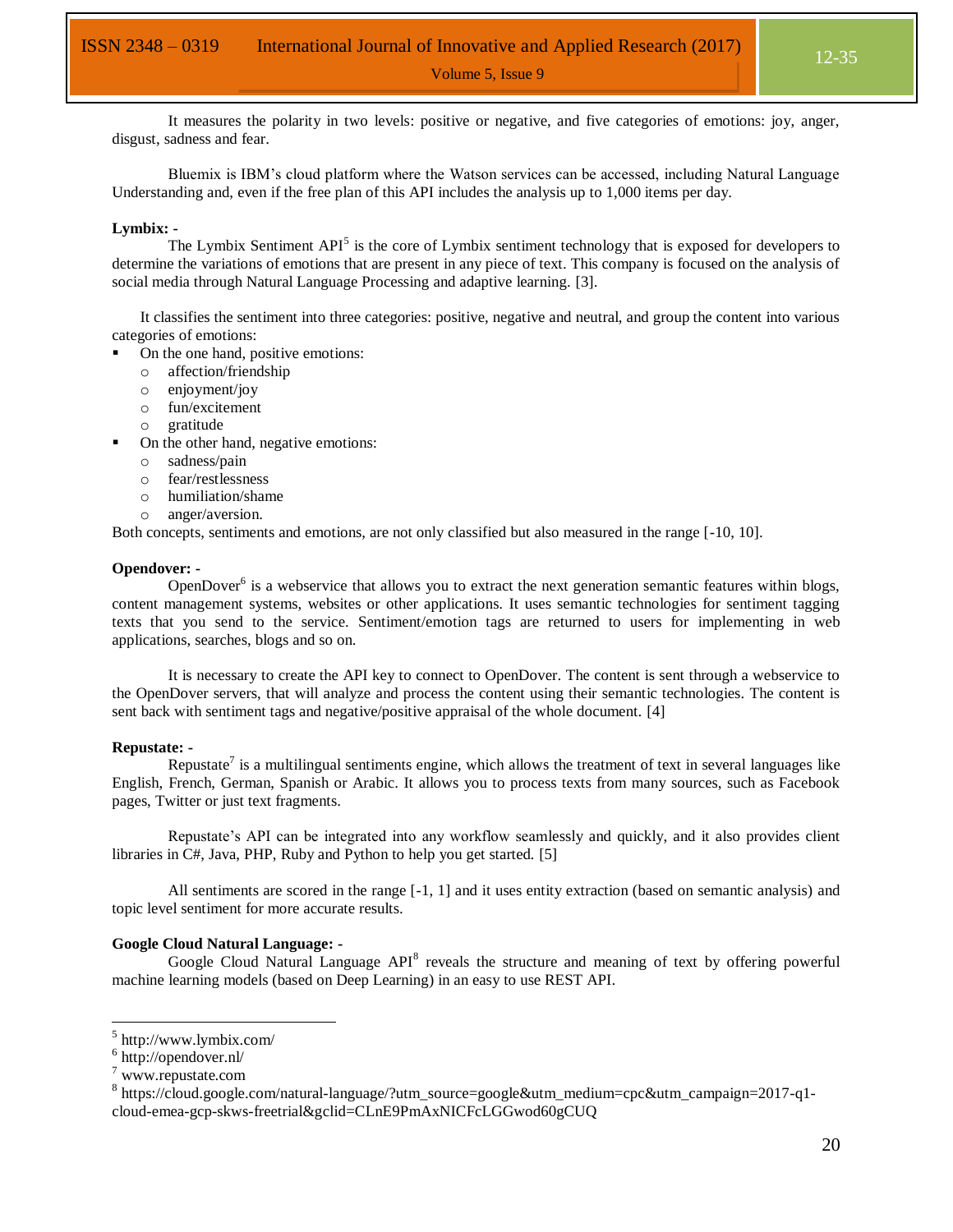It measures the polarity in two levels: positive or negative, and five categories of emotions: joy, anger, disgust, sadness and fear.

Bluemix is IBM's cloud platform where the Watson services can be accessed, including Natural Language Understanding and, even if the free plan of this API includes the analysis up to 1,000 items per day.

**Lymbix: -**

The Lymbix Sentiment API[5] is the core of Lymbix sentiment technology that is exposed for developers to determine the variations of emotions that are present in any piece of text. This company is focused on the analysis of social media through Natural Language Processing and adaptive learning. [3].

It classifies the sentiment into three categories: positive, negative and neutral, and group the content into various categories of emotions:

- On the one hand, positive emotions:
  - affection/friendship
  - enjoyment/joy
  - fun/excitement
  - gratitude
- On the other hand, negative emotions:
  - sadness/pain
  - fear/restlessness
  - humiliation/shame
  - anger/aversion.

Both concepts, sentiments and emotions, are not only classified but also measured in the range [-10, 10].

**Opendover: -**

OpenDover[6] is a webservice that allows you to extract the next generation semantic features within blogs, content management systems, websites or other applications. It uses semantic technologies for sentiment tagging texts that you send to the service. Sentiment/emotion tags are returned to users for implementing in web applications, searches, blogs and so on.

It is necessary to create the API key to connect to OpenDover. The content is sent through a webservice to the OpenDover servers, that will analyze and process the content using their semantic technologies. The content is sent back with sentiment tags and negative/positive appraisal of the whole document. [4]

**Repustate: -**

Repustate[7] is a multilingual sentiments engine, which allows the treatment of text in several languages like English, French, German, Spanish or Arabic. It allows you to process texts from many sources, such as Facebook pages, Twitter or just text fragments.

Repustate's API can be integrated into any workflow seamlessly and quickly, and it also provides client libraries in C#, Java, PHP, Ruby and Python to help you get started. [5]

All sentiments are scored in the range [-1, 1] and it uses entity extraction (based on semantic analysis) and topic level sentiment for more accurate results.

**Google Cloud Natural Language: -**

Google Cloud Natural Language API[8] reveals the structure and meaning of text by offering powerful machine learning models (based on Deep Learning) in an easy to use REST API.

---

[5] http://www.lymbix.com/
[6] http://opendover.nl/
[7] www.repustate.com
[8] https://cloud.google.com/natural-language/?utm_source=google&utm_medium=cpc&utm_campaign=2017-q1-cloud-emea-gcp-skws-freetrial&gclid=CLnE9PmAxNICFcLGGwod60gCUQ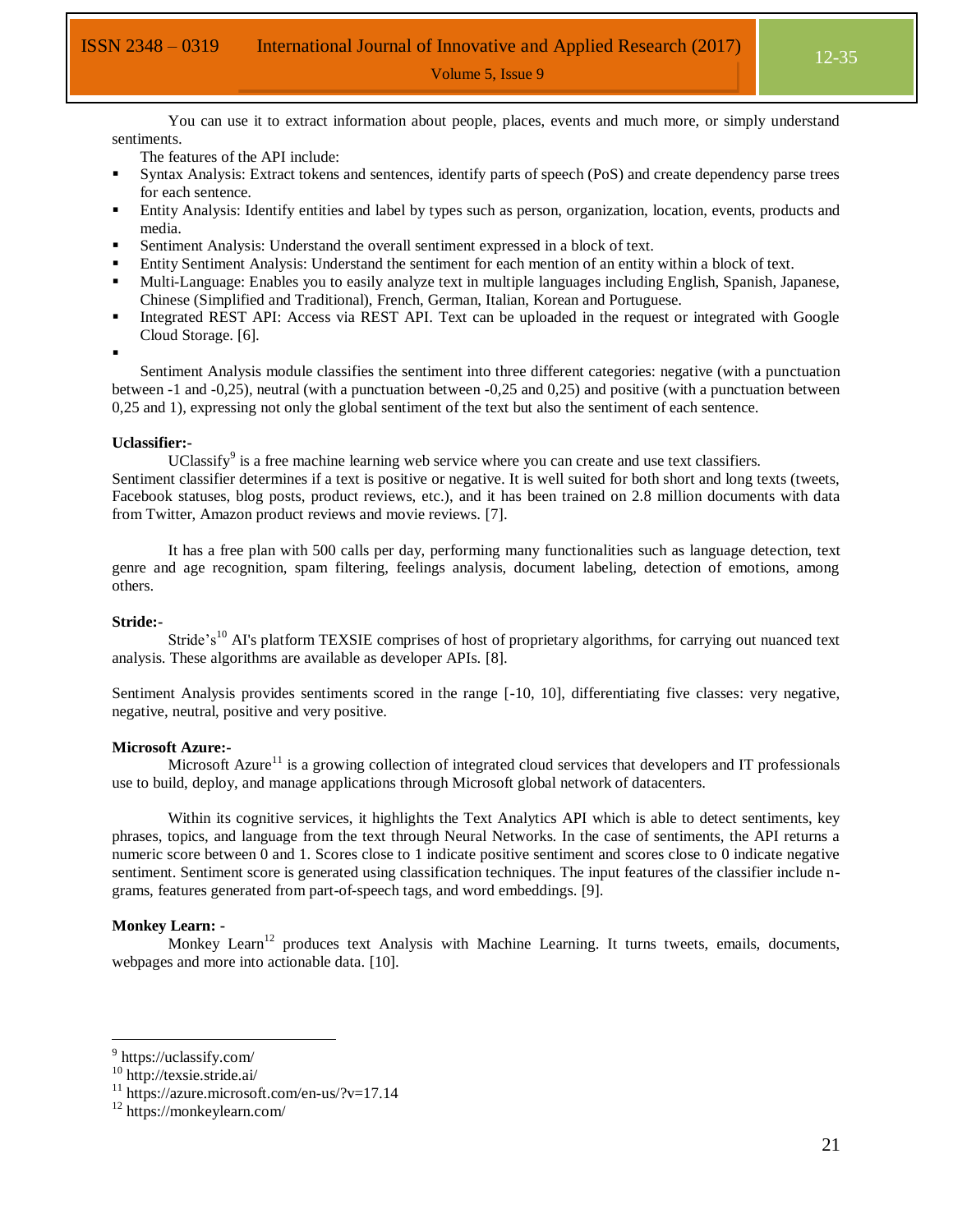You can use it to extract information about people, places, events and much more, or simply understand sentiments.

The features of the API include:

- Syntax Analysis: Extract tokens and sentences, identify parts of speech (PoS) and create dependency parse trees for each sentence.
- Entity Analysis: Identify entities and label by types such as person, organization, location, events, products and media.
- Sentiment Analysis: Understand the overall sentiment expressed in a block of text.
- Entity Sentiment Analysis: Understand the sentiment for each mention of an entity within a block of text.
- Multi-Language: Enables you to easily analyze text in multiple languages including English, Spanish, Japanese, Chinese (Simplified and Traditional), French, German, Italian, Korean and Portuguese.
- Integrated REST API: Access via REST API. Text can be uploaded in the request or integrated with Google Cloud Storage. [6].

Sentiment Analysis module classifies the sentiment into three different categories: negative (with a punctuation between -1 and -0,25), neutral (with a punctuation between -0,25 and 0,25) and positive (with a punctuation between 0,25 and 1), expressing not only the global sentiment of the text but also the sentiment of each sentence.

**Uclassifier:-**

UClassify[9] is a free machine learning web service where you can create and use text classifiers. Sentiment classifier determines if a text is positive or negative. It is well suited for both short and long texts (tweets, Facebook statuses, blog posts, product reviews, etc.), and it has been trained on 2.8 million documents with data from Twitter, Amazon product reviews and movie reviews. [7].

It has a free plan with 500 calls per day, performing many functionalities such as language detection, text genre and age recognition, spam filtering, feelings analysis, document labeling, detection of emotions, among others.

**Stride:-**

Stride's[10] AI's platform TEXSIE comprises of host of proprietary algorithms, for carrying out nuanced text analysis. These algorithms are available as developer APIs. [8].

Sentiment Analysis provides sentiments scored in the range [-10, 10], differentiating five classes: very negative, negative, neutral, positive and very positive.

**Microsoft Azure:-**

Microsoft Azure[11] is a growing collection of integrated cloud services that developers and IT professionals use to build, deploy, and manage applications through Microsoft global network of datacenters.

Within its cognitive services, it highlights the Text Analytics API which is able to detect sentiments, key phrases, topics, and language from the text through Neural Networks. In the case of sentiments, the API returns a numeric score between 0 and 1. Scores close to 1 indicate positive sentiment and scores close to 0 indicate negative sentiment. Sentiment score is generated using classification techniques. The input features of the classifier include n-grams, features generated from part-of-speech tags, and word embeddings. [9].

**Monkey Learn: -**

Monkey Learn[12] produces text Analysis with Machine Learning. It turns tweets, emails, documents, webpages and more into actionable data. [10].

---

[9] https://uclassify.com/

[10] http://texsie.stride.ai/

[11] https://azure.microsoft.com/en-us/?v=17.14

[12] https://monkeylearn.com/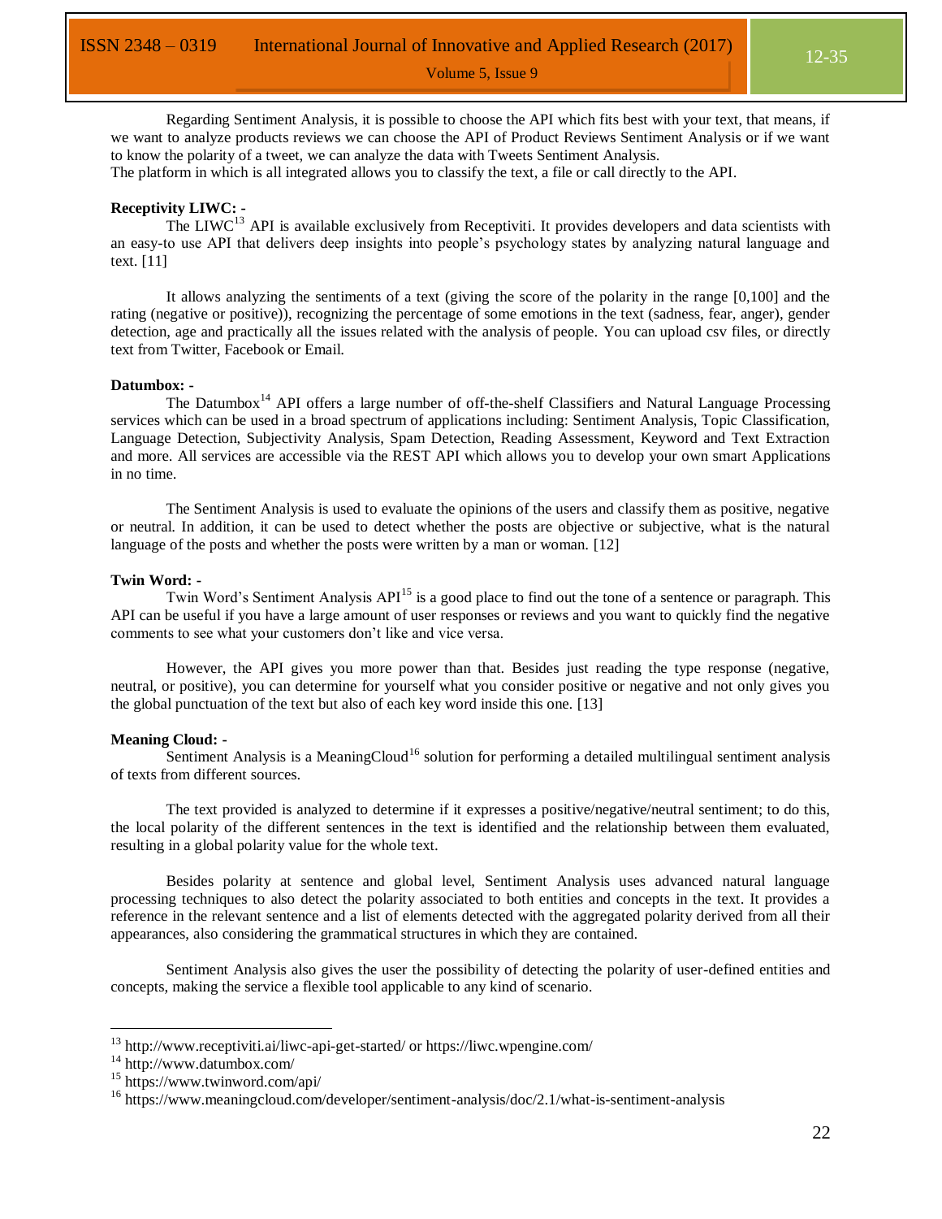Regarding Sentiment Analysis, it is possible to choose the API which fits best with your text, that means, if we want to analyze products reviews we can choose the API of Product Reviews Sentiment Analysis or if we want to know the polarity of a tweet, we can analyze the data with Tweets Sentiment Analysis.
The platform in which is all integrated allows you to classify the text, a file or call directly to the API.

**Receptivity LIWC: -**

The LIWC[13] API is available exclusively from Receptiviti. It provides developers and data scientists with an easy-to use API that delivers deep insights into people's psychology states by analyzing natural language and text. [11]

It allows analyzing the sentiments of a text (giving the score of the polarity in the range [0,100] and the rating (negative or positive)), recognizing the percentage of some emotions in the text (sadness, fear, anger), gender detection, age and practically all the issues related with the analysis of people. You can upload csv files, or directly text from Twitter, Facebook or Email.

**Datumbox: -**

The Datumbox[14] API offers a large number of off-the-shelf Classifiers and Natural Language Processing services which can be used in a broad spectrum of applications including: Sentiment Analysis, Topic Classification, Language Detection, Subjectivity Analysis, Spam Detection, Reading Assessment, Keyword and Text Extraction and more. All services are accessible via the REST API which allows you to develop your own smart Applications in no time.

The Sentiment Analysis is used to evaluate the opinions of the users and classify them as positive, negative or neutral. In addition, it can be used to detect whether the posts are objective or subjective, what is the natural language of the posts and whether the posts were written by a man or woman. [12]

**Twin Word: -**

Twin Word's Sentiment Analysis API[15] is a good place to find out the tone of a sentence or paragraph. This API can be useful if you have a large amount of user responses or reviews and you want to quickly find the negative comments to see what your customers don't like and vice versa.

However, the API gives you more power than that. Besides just reading the type response (negative, neutral, or positive), you can determine for yourself what you consider positive or negative and not only gives you the global punctuation of the text but also of each key word inside this one. [13]

**Meaning Cloud: -**

Sentiment Analysis is a MeaningCloud[16] solution for performing a detailed multilingual sentiment analysis of texts from different sources.

The text provided is analyzed to determine if it expresses a positive/negative/neutral sentiment; to do this, the local polarity of the different sentences in the text is identified and the relationship between them evaluated, resulting in a global polarity value for the whole text.

Besides polarity at sentence and global level, Sentiment Analysis uses advanced natural language processing techniques to also detect the polarity associated to both entities and concepts in the text. It provides a reference in the relevant sentence and a list of elements detected with the aggregated polarity derived from all their appearances, also considering the grammatical structures in which they are contained.

Sentiment Analysis also gives the user the possibility of detecting the polarity of user-defined entities and concepts, making the service a flexible tool applicable to any kind of scenario.

---

[13] http://www.receptiviti.ai/liwc-api-get-started/ or https://liwc.wpengine.com/
[14] http://www.datumbox.com/
[15] https://www.twinword.com/api/
[16] https://www.meaningcloud.com/developer/sentiment-analysis/doc/2.1/what-is-sentiment-analysis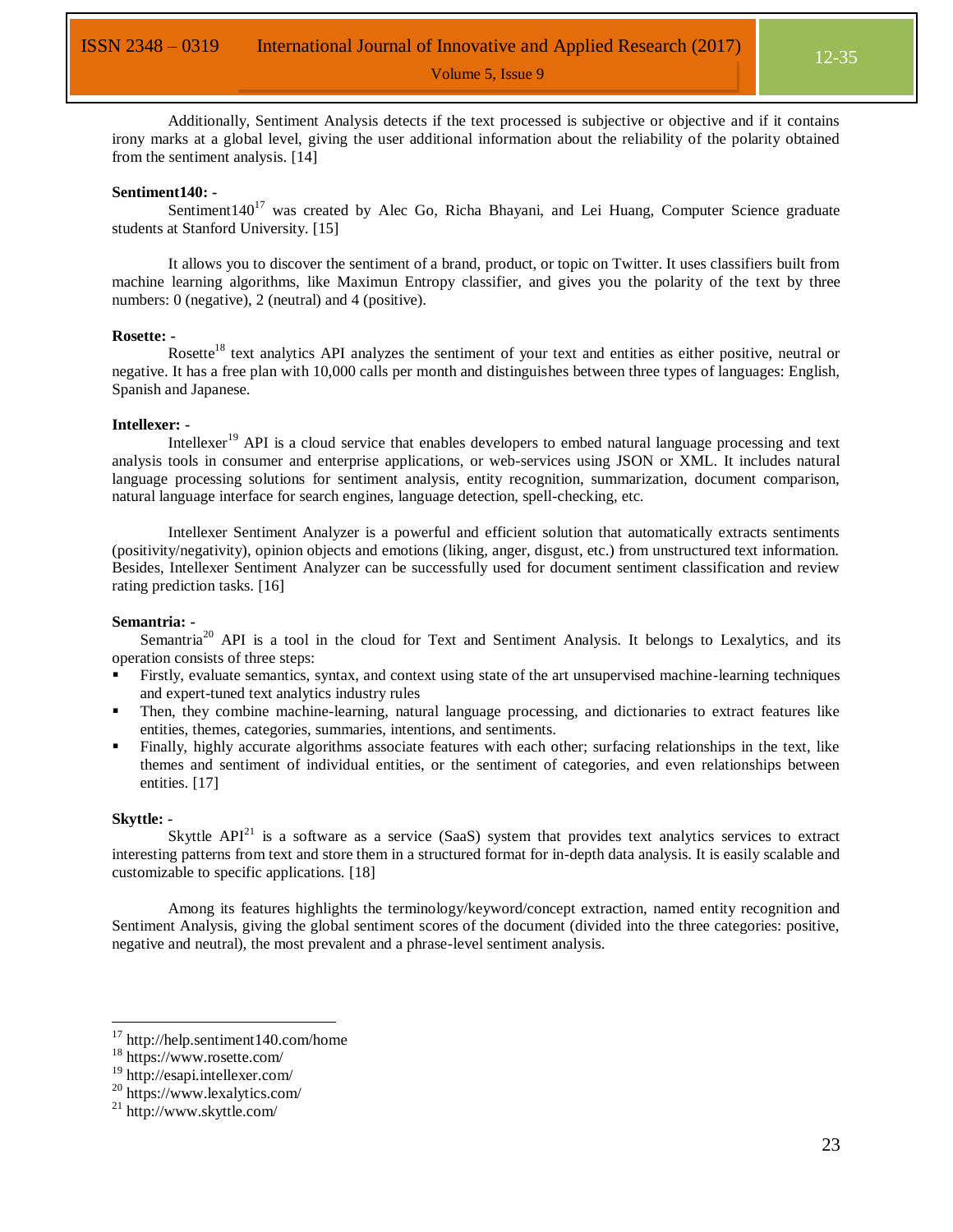Additionally, Sentiment Analysis detects if the text processed is subjective or objective and if it contains irony marks at a global level, giving the user additional information about the reliability of the polarity obtained from the sentiment analysis. [14]

**Sentiment140: -**

Sentiment140[17] was created by Alec Go, Richa Bhayani, and Lei Huang, Computer Science graduate students at Stanford University. [15]

It allows you to discover the sentiment of a brand, product, or topic on Twitter. It uses classifiers built from machine learning algorithms, like Maximun Entropy classifier, and gives you the polarity of the text by three numbers: 0 (negative), 2 (neutral) and 4 (positive).

**Rosette: -**

Rosette[18] text analytics API analyzes the sentiment of your text and entities as either positive, neutral or negative. It has a free plan with 10,000 calls per month and distinguishes between three types of languages: English, Spanish and Japanese.

**Intellexer: -**

Intellexer[19] API is a cloud service that enables developers to embed natural language processing and text analysis tools in consumer and enterprise applications, or web-services using JSON or XML. It includes natural language processing solutions for sentiment analysis, entity recognition, summarization, document comparison, natural language interface for search engines, language detection, spell-checking, etc.

Intellexer Sentiment Analyzer is a powerful and efficient solution that automatically extracts sentiments (positivity/negativity), opinion objects and emotions (liking, anger, disgust, etc.) from unstructured text information. Besides, Intellexer Sentiment Analyzer can be successfully used for document sentiment classification and review rating prediction tasks. [16]

**Semantria: -**

Semantria[20] API is a tool in the cloud for Text and Sentiment Analysis. It belongs to Lexalytics, and its operation consists of three steps:

- Firstly, evaluate semantics, syntax, and context using state of the art unsupervised machine-learning techniques and expert-tuned text analytics industry rules
- Then, they combine machine-learning, natural language processing, and dictionaries to extract features like entities, themes, categories, summaries, intentions, and sentiments.
- Finally, highly accurate algorithms associate features with each other; surfacing relationships in the text, like themes and sentiment of individual entities, or the sentiment of categories, and even relationships between entities. [17]

**Skyttle: -**

Skyttle API[21] is a software as a service (SaaS) system that provides text analytics services to extract interesting patterns from text and store them in a structured format for in-depth data analysis. It is easily scalable and customizable to specific applications. [18]

Among its features highlights the terminology/keyword/concept extraction, named entity recognition and Sentiment Analysis, giving the global sentiment scores of the document (divided into the three categories: positive, negative and neutral), the most prevalent and a phrase-level sentiment analysis.

---

[17] http://help.sentiment140.com/home

[18] https://www.rosette.com/

[19] http://esapi.intellexer.com/

[20] https://www.lexalytics.com/

[21] http://www.skyttle.com/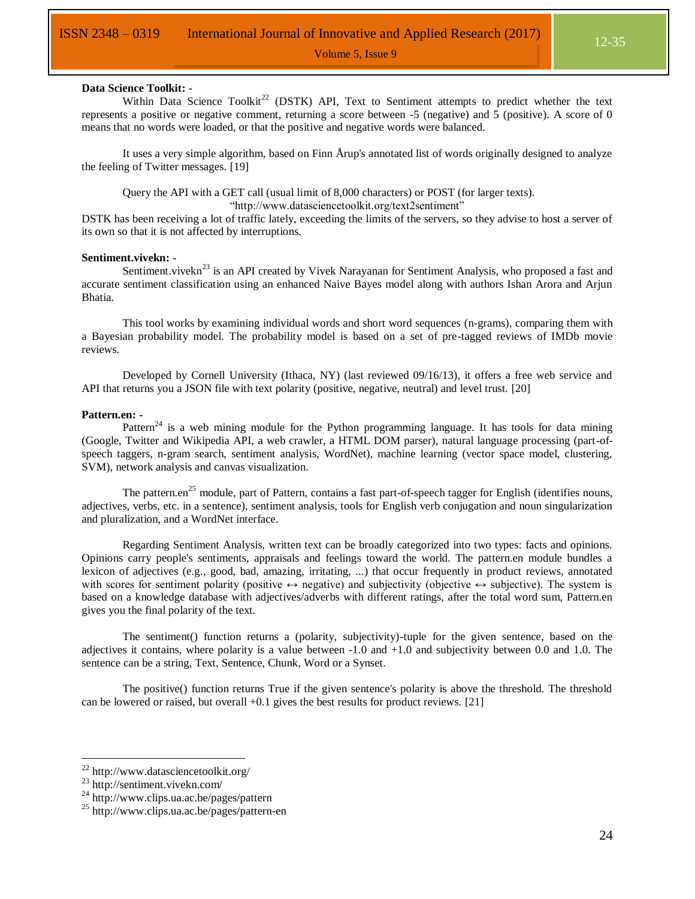**Data Science Toolkit: -**

Within Data Science Toolkit[22] (DSTK) API, Text to Sentiment attempts to predict whether the text represents a positive or negative comment, returning a score between -5 (negative) and 5 (positive). A score of 0 means that no words were loaded, or that the positive and negative words were balanced.

It uses a very simple algorithm, based on Finn Årup's annotated list of words originally designed to analyze the feeling of Twitter messages. [19]

Query the API with a GET call (usual limit of 8,000 characters) or POST (for larger texts).

"http://www.datasciencetoolkit.org/text2sentiment"

DSTK has been receiving a lot of traffic lately, exceeding the limits of the servers, so they advise to host a server of its own so that it is not affected by interruptions.

**Sentiment.vivekn: -**

Sentiment.vivekn[23] is an API created by Vivek Narayanan for Sentiment Analysis, who proposed a fast and accurate sentiment classification using an enhanced Naive Bayes model along with authors Ishan Arora and Arjun Bhatia.

This tool works by examining individual words and short word sequences (n-grams), comparing them with a Bayesian probability model. The probability model is based on a set of pre-tagged reviews of IMDb movie reviews.

Developed by Cornell University (Ithaca, NY) (last reviewed 09/16/13), it offers a free web service and API that returns you a JSON file with text polarity (positive, negative, neutral) and level trust. [20]

**Pattern.en: -**

Pattern[24] is a web mining module for the Python programming language. It has tools for data mining (Google, Twitter and Wikipedia API, a web crawler, a HTML DOM parser), natural language processing (part-of-speech taggers, n-gram search, sentiment analysis, WordNet), machine learning (vector space model, clustering, SVM), network analysis and canvas visualization.

The pattern.en[25] module, part of Pattern, contains a fast part-of-speech tagger for English (identifies nouns, adjectives, verbs, etc. in a sentence), sentiment analysis, tools for English verb conjugation and noun singularization and pluralization, and a WordNet interface.

Regarding Sentiment Analysis, written text can be broadly categorized into two types: facts and opinions. Opinions carry people's sentiments, appraisals and feelings toward the world. The pattern.en module bundles a lexicon of adjectives (e.g., good, bad, amazing, irritating, ...) that occur frequently in product reviews, annotated with scores for sentiment polarity (positive ↔ negative) and subjectivity (objective ↔ subjective). The system is based on a knowledge database with adjectives/adverbs with different ratings, after the total word sum, Pattern.en gives you the final polarity of the text.

The sentiment() function returns a (polarity, subjectivity)-tuple for the given sentence, based on the adjectives it contains, where polarity is a value between -1.0 and +1.0 and subjectivity between 0.0 and 1.0. The sentence can be a string, Text, Sentence, Chunk, Word or a Synset.

The positive() function returns True if the given sentence's polarity is above the threshold. The threshold can be lowered or raised, but overall +0.1 gives the best results for product reviews. [21]

---

[22] http://www.datasciencetoolkit.org/

[23] http://sentiment.vivekn.com/

[24] http://www.clips.ua.ac.be/pages/pattern

[25] http://www.clips.ua.ac.be/pages/pattern-en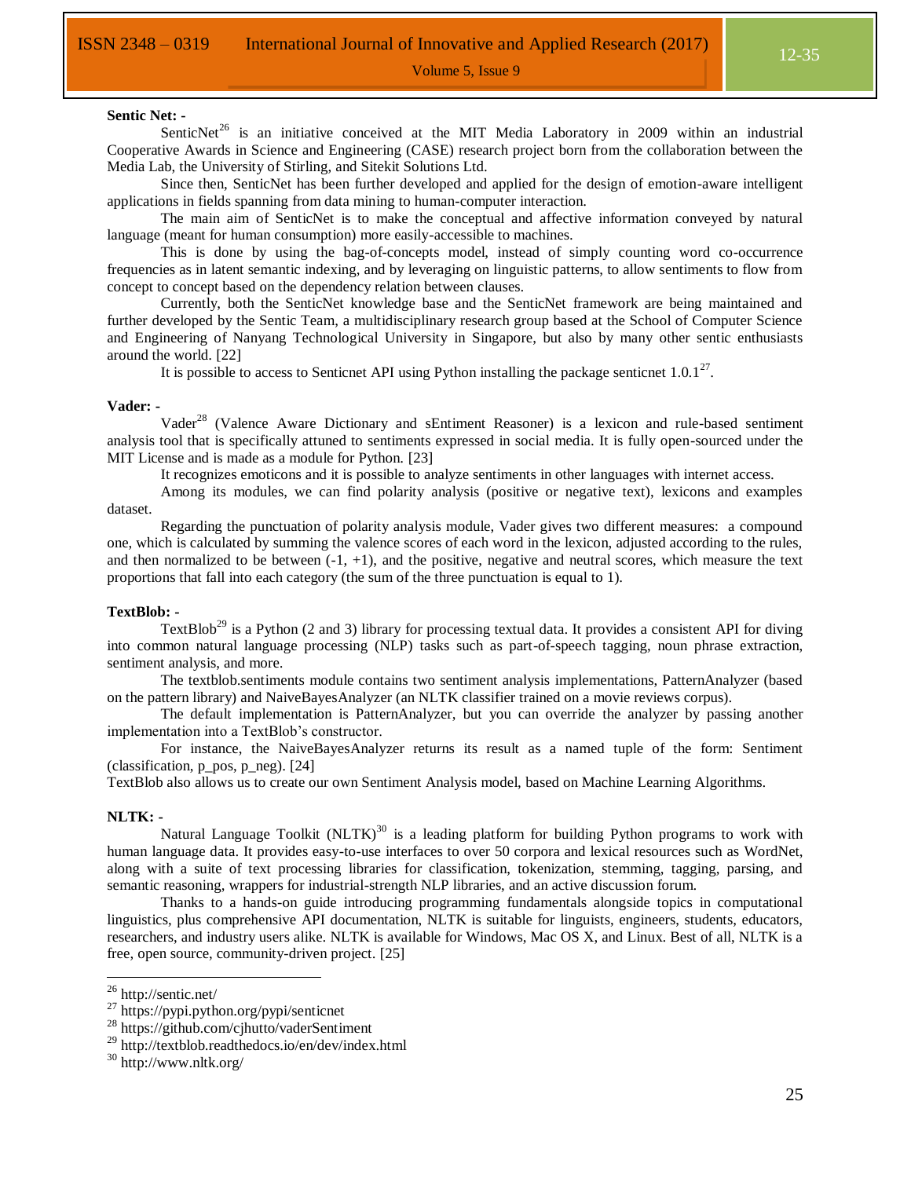**Sentic Net: -**

SenticNet[26] is an initiative conceived at the MIT Media Laboratory in 2009 within an industrial Cooperative Awards in Science and Engineering (CASE) research project born from the collaboration between the Media Lab, the University of Stirling, and Sitekit Solutions Ltd.

Since then, SenticNet has been further developed and applied for the design of emotion-aware intelligent applications in fields spanning from data mining to human-computer interaction.

The main aim of SenticNet is to make the conceptual and affective information conveyed by natural language (meant for human consumption) more easily-accessible to machines.

This is done by using the bag-of-concepts model, instead of simply counting word co-occurrence frequencies as in latent semantic indexing, and by leveraging on linguistic patterns, to allow sentiments to flow from concept to concept based on the dependency relation between clauses.

Currently, both the SenticNet knowledge base and the SenticNet framework are being maintained and further developed by the Sentic Team, a multidisciplinary research group based at the School of Computer Science and Engineering of Nanyang Technological University in Singapore, but also by many other sentic enthusiasts around the world. [22]

It is possible to access to Senticnet API using Python installing the package senticnet 1.0.1[27].

**Vader: -**

Vader[28] (Valence Aware Dictionary and sEntiment Reasoner) is a lexicon and rule-based sentiment analysis tool that is specifically attuned to sentiments expressed in social media. It is fully open-sourced under the MIT License and is made as a module for Python. [23]

It recognizes emoticons and it is possible to analyze sentiments in other languages with internet access.

Among its modules, we can find polarity analysis (positive or negative text), lexicons and examples dataset.

Regarding the punctuation of polarity analysis module, Vader gives two different measures: a compound one, which is calculated by summing the valence scores of each word in the lexicon, adjusted according to the rules, and then normalized to be between (-1, +1), and the positive, negative and neutral scores, which measure the text proportions that fall into each category (the sum of the three punctuation is equal to 1).

**TextBlob: -**

TextBlob[29] is a Python (2 and 3) library for processing textual data. It provides a consistent API for diving into common natural language processing (NLP) tasks such as part-of-speech tagging, noun phrase extraction, sentiment analysis, and more.

The textblob.sentiments module contains two sentiment analysis implementations, PatternAnalyzer (based on the pattern library) and NaiveBayesAnalyzer (an NLTK classifier trained on a movie reviews corpus).

The default implementation is PatternAnalyzer, but you can override the analyzer by passing another implementation into a TextBlob's constructor.

For instance, the NaiveBayesAnalyzer returns its result as a named tuple of the form: Sentiment (classification, p_pos, p_neg). [24]

TextBlob also allows us to create our own Sentiment Analysis model, based on Machine Learning Algorithms.

**NLTK: -**

Natural Language Toolkit (NLTK)[30] is a leading platform for building Python programs to work with human language data. It provides easy-to-use interfaces to over 50 corpora and lexical resources such as WordNet, along with a suite of text processing libraries for classification, tokenization, stemming, tagging, parsing, and semantic reasoning, wrappers for industrial-strength NLP libraries, and an active discussion forum.

Thanks to a hands-on guide introducing programming fundamentals alongside topics in computational linguistics, plus comprehensive API documentation, NLTK is suitable for linguists, engineers, students, educators, researchers, and industry users alike. NLTK is available for Windows, Mac OS X, and Linux. Best of all, NLTK is a free, open source, community-driven project. [25]

---

[26] http://sentic.net/

[27] https://pypi.python.org/pypi/senticnet

[28] https://github.com/cjhutto/vaderSentiment

[29] http://textblob.readthedocs.io/en/dev/index.html

[30] http://www.nltk.org/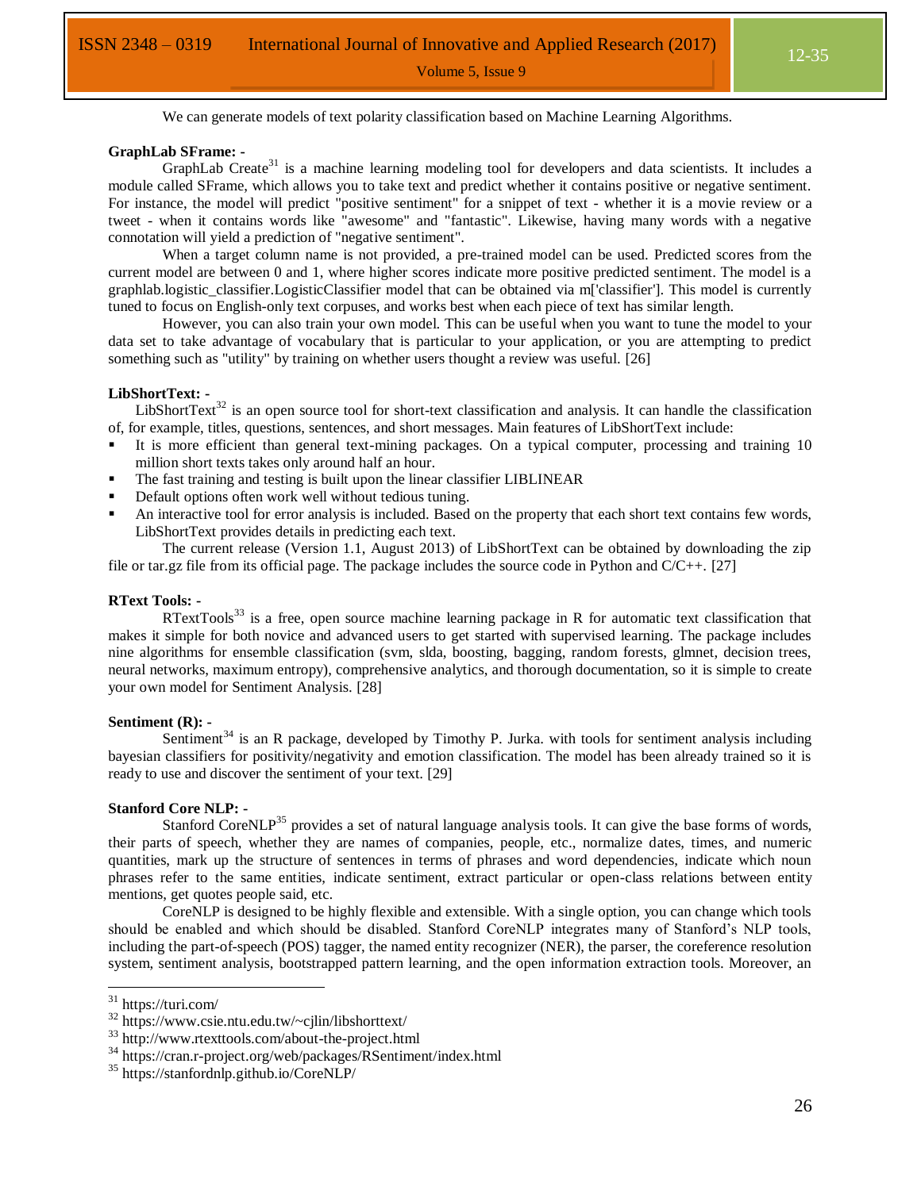We can generate models of text polarity classification based on Machine Learning Algorithms.

**GraphLab SFrame: -**

GraphLab Create[31] is a machine learning modeling tool for developers and data scientists. It includes a module called SFrame, which allows you to take text and predict whether it contains positive or negative sentiment. For instance, the model will predict "positive sentiment" for a snippet of text - whether it is a movie review or a tweet - when it contains words like "awesome" and "fantastic". Likewise, having many words with a negative connotation will yield a prediction of "negative sentiment".

When a target column name is not provided, a pre-trained model can be used. Predicted scores from the current model are between 0 and 1, where higher scores indicate more positive predicted sentiment. The model is a graphlab.logistic_classifier.LogisticClassifier model that can be obtained via m['classifier']. This model is currently tuned to focus on English-only text corpuses, and works best when each piece of text has similar length.

However, you can also train your own model. This can be useful when you want to tune the model to your data set to take advantage of vocabulary that is particular to your application, or you are attempting to predict something such as "utility" by training on whether users thought a review was useful. [26]

**LibShortText: -**

LibShortText[32] is an open source tool for short-text classification and analysis. It can handle the classification of, for example, titles, questions, sentences, and short messages. Main features of LibShortText include:

- It is more efficient than general text-mining packages. On a typical computer, processing and training 10 million short texts takes only around half an hour.
- The fast training and testing is built upon the linear classifier LIBLINEAR
- Default options often work well without tedious tuning.
- An interactive tool for error analysis is included. Based on the property that each short text contains few words, LibShortText provides details in predicting each text.

The current release (Version 1.1, August 2013) of LibShortText can be obtained by downloading the zip file or tar.gz file from its official page. The package includes the source code in Python and C/C++. [27]

**RText Tools: -**

RTextTools[33] is a free, open source machine learning package in R for automatic text classification that makes it simple for both novice and advanced users to get started with supervised learning. The package includes nine algorithms for ensemble classification (svm, slda, boosting, bagging, random forests, glmnet, decision trees, neural networks, maximum entropy), comprehensive analytics, and thorough documentation, so it is simple to create your own model for Sentiment Analysis. [28]

**Sentiment (R): -**

Sentiment[34] is an R package, developed by Timothy P. Jurka. with tools for sentiment analysis including bayesian classifiers for positivity/negativity and emotion classification. The model has been already trained so it is ready to use and discover the sentiment of your text. [29]

**Stanford Core NLP: -**

Stanford CoreNLP[35] provides a set of natural language analysis tools. It can give the base forms of words, their parts of speech, whether they are names of companies, people, etc., normalize dates, times, and numeric quantities, mark up the structure of sentences in terms of phrases and word dependencies, indicate which noun phrases refer to the same entities, indicate sentiment, extract particular or open-class relations between entity mentions, get quotes people said, etc.

CoreNLP is designed to be highly flexible and extensible. With a single option, you can change which tools should be enabled and which should be disabled. Stanford CoreNLP integrates many of Stanford's NLP tools, including the part-of-speech (POS) tagger, the named entity recognizer (NER), the parser, the coreference resolution system, sentiment analysis, bootstrapped pattern learning, and the open information extraction tools. Moreover, an

---

[31] https://turi.com/

[32] https://www.csie.ntu.edu.tw/~cjlin/libshorttext/

[33] http://www.rtexttools.com/about-the-project.html

[34] https://cran.r-project.org/web/packages/RSentiment/index.html

[35] https://stanfordnlp.github.io/CoreNLP/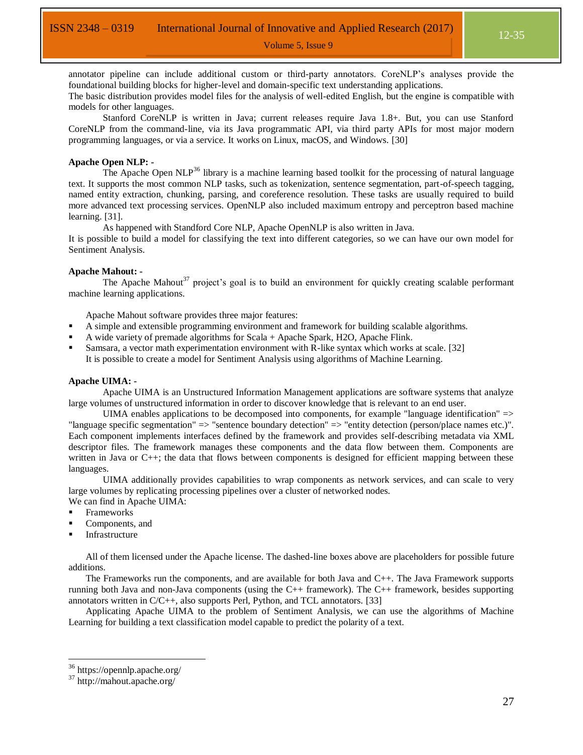annotator pipeline can include additional custom or third-party annotators. CoreNLP's analyses provide the foundational building blocks for higher-level and domain-specific text understanding applications.
The basic distribution provides model files for the analysis of well-edited English, but the engine is compatible with models for other languages.

Stanford CoreNLP is written in Java; current releases require Java 1.8+. But, you can use Stanford CoreNLP from the command-line, via its Java programmatic API, via third party APIs for most major modern programming languages, or via a service. It works on Linux, macOS, and Windows. [30]

**Apache Open NLP: -**

The Apache Open NLP[36] library is a machine learning based toolkit for the processing of natural language text. It supports the most common NLP tasks, such as tokenization, sentence segmentation, part-of-speech tagging, named entity extraction, chunking, parsing, and coreference resolution. These tasks are usually required to build more advanced text processing services. OpenNLP also included maximum entropy and perceptron based machine learning. [31].

As happened with Standford Core NLP, Apache OpenNLP is also written in Java.
It is possible to build a model for classifying the text into different categories, so we can have our own model for Sentiment Analysis.

**Apache Mahout: -**

The Apache Mahout[37] project's goal is to build an environment for quickly creating scalable performant machine learning applications.

Apache Mahout software provides three major features:

- A simple and extensible programming environment and framework for building scalable algorithms.
- A wide variety of premade algorithms for Scala + Apache Spark, H2O, Apache Flink.
- Samsara, a vector math experimentation environment with R-like syntax which works at scale. [32]

It is possible to create a model for Sentiment Analysis using algorithms of Machine Learning.

**Apache UIMA: -**

Apache UIMA is an Unstructured Information Management applications are software systems that analyze large volumes of unstructured information in order to discover knowledge that is relevant to an end user.

UIMA enables applications to be decomposed into components, for example "language identification" => "language specific segmentation" => "sentence boundary detection" => "entity detection (person/place names etc.)". Each component implements interfaces defined by the framework and provides self-describing metadata via XML descriptor files. The framework manages these components and the data flow between them. Components are written in Java or C++; the data that flows between components is designed for efficient mapping between these languages.

UIMA additionally provides capabilities to wrap components as network services, and can scale to very large volumes by replicating processing pipelines over a cluster of networked nodes.
We can find in Apache UIMA:

- Frameworks
- Components, and
- Infrastructure

All of them licensed under the Apache license. The dashed-line boxes above are placeholders for possible future additions.

The Frameworks run the components, and are available for both Java and C++. The Java Framework supports running both Java and non-Java components (using the C++ framework). The C++ framework, besides supporting annotators written in C/C++, also supports Perl, Python, and TCL annotators. [33]

Applicating Apache UIMA to the problem of Sentiment Analysis, we can use the algorithms of Machine Learning for building a text classification model capable to predict the polarity of a text.

---

[36] https://opennlp.apache.org/

[37] http://mahout.apache.org/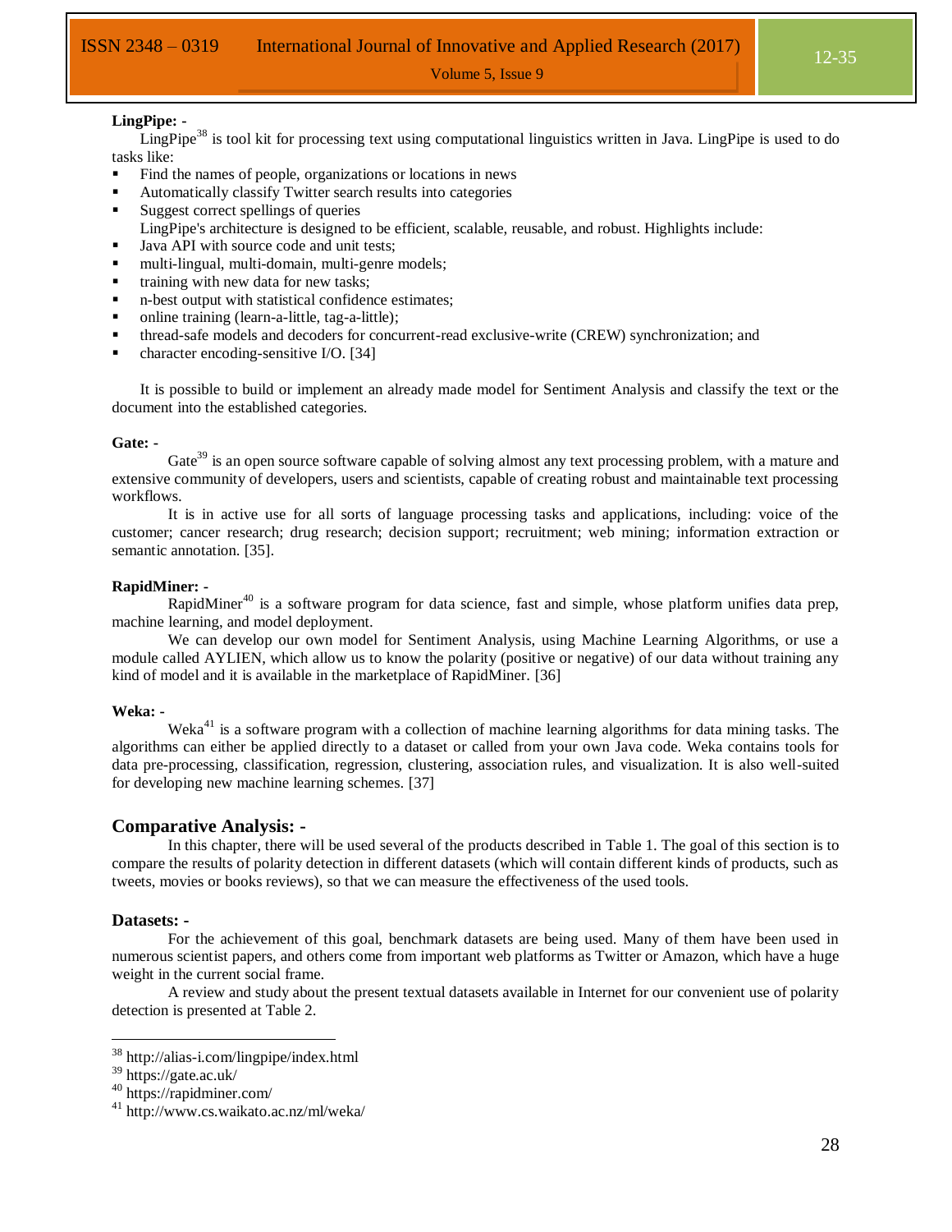**LingPipe: -**

LingPipe[38] is tool kit for processing text using computational linguistics written in Java. LingPipe is used to do tasks like:

- Find the names of people, organizations or locations in news
- Automatically classify Twitter search results into categories
- Suggest correct spellings of queries

LingPipe's architecture is designed to be efficient, scalable, reusable, and robust. Highlights include:

- Java API with source code and unit tests;
- multi-lingual, multi-domain, multi-genre models;
- training with new data for new tasks;
- n-best output with statistical confidence estimates;
- online training (learn-a-little, tag-a-little);
- thread-safe models and decoders for concurrent-read exclusive-write (CREW) synchronization; and
- character encoding-sensitive I/O. [34]

It is possible to build or implement an already made model for Sentiment Analysis and classify the text or the document into the established categories.

**Gate: -**

Gate[39] is an open source software capable of solving almost any text processing problem, with a mature and extensive community of developers, users and scientists, capable of creating robust and maintainable text processing workflows.

It is in active use for all sorts of language processing tasks and applications, including: voice of the customer; cancer research; drug research; decision support; recruitment; web mining; information extraction or semantic annotation. [35].

**RapidMiner: -**

RapidMiner[40] is a software program for data science, fast and simple, whose platform unifies data prep, machine learning, and model deployment.

We can develop our own model for Sentiment Analysis, using Machine Learning Algorithms, or use a module called AYLIEN, which allow us to know the polarity (positive or negative) of our data without training any kind of model and it is available in the marketplace of RapidMiner. [36]

**Weka: -**

Weka[41] is a software program with a collection of machine learning algorithms for data mining tasks. The algorithms can either be applied directly to a dataset or called from your own Java code. Weka contains tools for data pre-processing, classification, regression, clustering, association rules, and visualization. It is also well-suited for developing new machine learning schemes. [37]

## Comparative Analysis: -

In this chapter, there will be used several of the products described in Table 1. The goal of this section is to compare the results of polarity detection in different datasets (which will contain different kinds of products, such as tweets, movies or books reviews), so that we can measure the effectiveness of the used tools.

### Datasets: -

For the achievement of this goal, benchmark datasets are being used. Many of them have been used in numerous scientist papers, and others come from important web platforms as Twitter or Amazon, which have a huge weight in the current social frame.

A review and study about the present textual datasets available in Internet for our convenient use of polarity detection is presented at Table 2.

---

[38] http://alias-i.com/lingpipe/index.html
[39] https://gate.ac.uk/
[40] https://rapidminer.com/
[41] http://www.cs.waikato.ac.nz/ml/weka/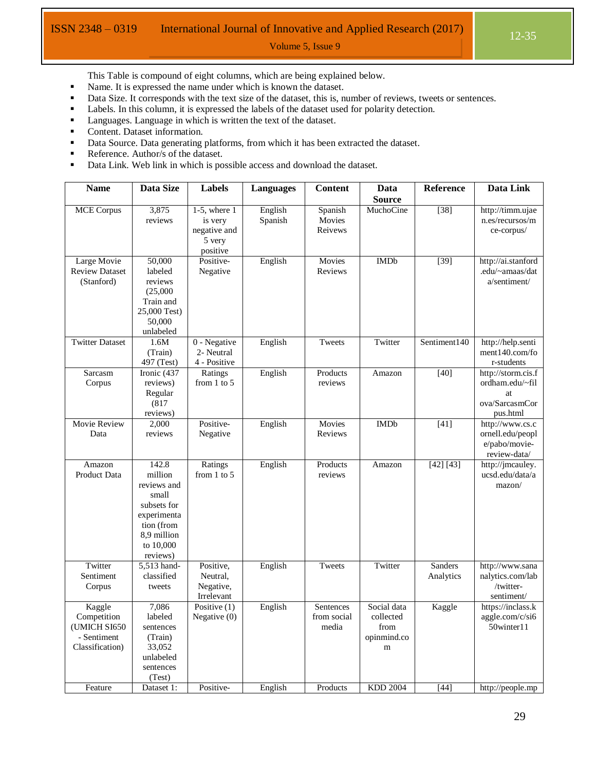This Table is compound of eight columns, which are being explained below.

- Name. It is expressed the name under which is known the dataset.
- Data Size. It corresponds with the text size of the dataset, this is, number of reviews, tweets or sentences.
- Labels. In this column, it is expressed the labels of the dataset used for polarity detection.
- Languages. Language in which is written the text of the dataset.
- Content. Dataset information.
- Data Source. Data generating platforms, from which it has been extracted the dataset.
- Reference. Author/s of the dataset.
- Data Link. Web link in which is possible access and download the dataset.

| Name | Data Size | Labels | Languages | Content | Data Source | Reference | Data Link |
|---|---|---|---|---|---|---|---|
| MCE Corpus | 3,875 reviews | 1-5, where 1 is very negative and 5 very positive | English Spanish | Spanish Movies Reivews | MuchoCine | [38] | http://timm.ujaen.es/recursos/mce-corpus/ |
| Large Movie Review Dataset (Stanford) | 50,000 labeled reviews (25,000 Train and 25,000 Test) 50,000 unlabeled | Positive-Negative | English | Movies Reviews | IMDb | [39] | http://ai.stanford.edu/~amaas/data/sentiment/ |
| Twitter Dataset | 1.6M (Train) 497 (Test) | 0 - Negative 2- Neutral 4 - Positive | English | Tweets | Twitter | Sentiment140 | http://help.sentiment140.com/for-students |
| Sarcasm Corpus | Ironic (437 reviews) Regular (817 reviews) | Ratings from 1 to 5 | English | Products reviews | Amazon | [40] | http://storm.cis.fordham.edu/~filat ova/SarcasmCorpus.html |
| Movie Review Data | 2,000 reviews | Positive-Negative | English | Movies Reviews | IMDb | [41] | http://www.cs.cornell.edu/people/pabo/movie-review-data/ |
| Amazon Product Data | 142.8 million reviews and small subsets for experimentation (from 8,9 million to 10,000 reviews) | Ratings from 1 to 5 | English | Products reviews | Amazon | [42] [43] | http://jmcauley.ucsd.edu/data/amazon/ |
| Twitter Sentiment Corpus | 5,513 hand-classified tweets | Positive, Neutral, Negative, Irrelevant | English | Tweets | Twitter | Sanders Analytics | http://www.sananalytics.com/lab/twitter-sentiment/ |
| Kaggle Competition (UMICH SI650 - Sentiment Classification) | 7,086 labeled sentences (Train) 33,052 unlabeled sentences (Test) | Positive (1) Negative (0) | English | Sentences from social media | Social data collected from opinmind.com | Kaggle | https://inclass.kaggle.com/c/si650winter11 |
| Feature | Dataset 1: | Positive- | English | Products | KDD 2004 | [44] | http://people.mp |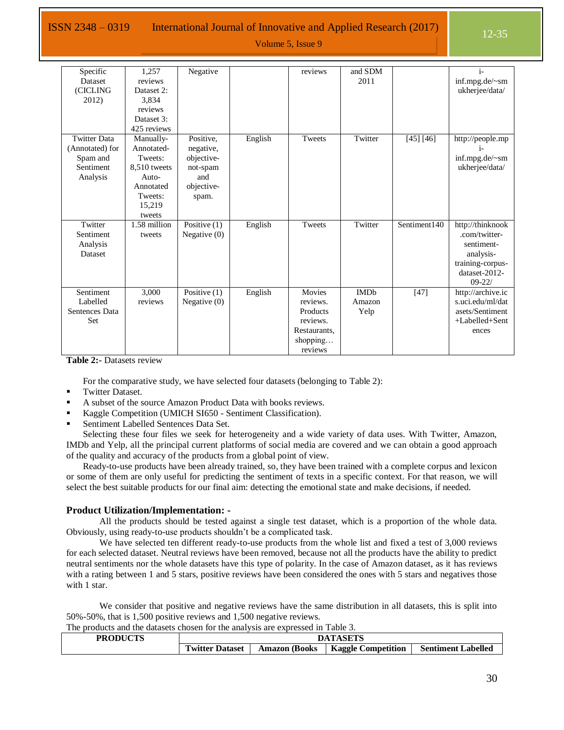| Specific Dataset (CICLING 2012) | 1,257 reviews Dataset 2: 3,834 reviews Dataset 3: 425 reviews | Negative | | reviews | and SDM 2011 | | i-inf.mpg.de/~smukherjee/data/ |
|---|---|---|---|---|---|---|---|
| Twitter Data (Annotated) for Spam and Sentiment Analysis | Manually-Annotated-Tweets: 8,510 tweets Auto-Annotated Tweets: 15,219 tweets | Positive, negative, objective-not-spam and objective-spam. | English | Tweets | Twitter | [45] [46] | http://people.mpi-inf.mpg.de/~smukherjee/data/ |
| Twitter Sentiment Analysis Dataset | 1.58 million tweets | Positive (1) Negative (0) | English | Tweets | Twitter | Sentiment140 | http://thinknook.com/twitter-sentiment-analysis-training-corpus-dataset-2012-09-22/ |
| Sentiment Labelled Sentences Data Set | 3,000 reviews | Positive (1) Negative (0) | English | Movies reviews. Products reviews. Restaurants, shopping… reviews | IMDb Amazon Yelp | [47] | http://archive.ics.uci.edu/ml/datasets/Sentiment+Labelled+Sentences |

**Table 2:-** Datasets review

For the comparative study, we have selected four datasets (belonging to Table 2):

- Twitter Dataset.
- A subset of the source Amazon Product Data with books reviews.
- Kaggle Competition (UMICH SI650 - Sentiment Classification).
- Sentiment Labelled Sentences Data Set.

Selecting these four files we seek for heterogeneity and a wide variety of data uses. With Twitter, Amazon, IMDb and Yelp, all the principal current platforms of social media are covered and we can obtain a good approach of the quality and accuracy of the products from a global point of view.

Ready-to-use products have been already trained, so, they have been trained with a complete corpus and lexicon or some of them are only useful for predicting the sentiment of texts in a specific context. For that reason, we will select the best suitable products for our final aim: detecting the emotional state and make decisions, if needed.

### Product Utilization/Implementation: -

All the products should be tested against a single test dataset, which is a proportion of the whole data. Obviously, using ready-to-use products shouldn't be a complicated task.

We have selected ten different ready-to-use products from the whole list and fixed a test of 3,000 reviews for each selected dataset. Neutral reviews have been removed, because not all the products have the ability to predict neutral sentiments nor the whole datasets have this type of polarity. In the case of Amazon dataset, as it has reviews with a rating between 1 and 5 stars, positive reviews have been considered the ones with 5 stars and negatives those with 1 star.

We consider that positive and negative reviews have the same distribution in all datasets, this is split into 50%-50%, that is 1,500 positive reviews and 1,500 negative reviews.

The products and the datasets chosen for the analysis are expressed in Table 3.

| PRODUCTS | DATASETS | | | |
|---|---|---|---|---|
| | Twitter Dataset | Amazon (Books | Kaggle Competition | Sentiment Labelled |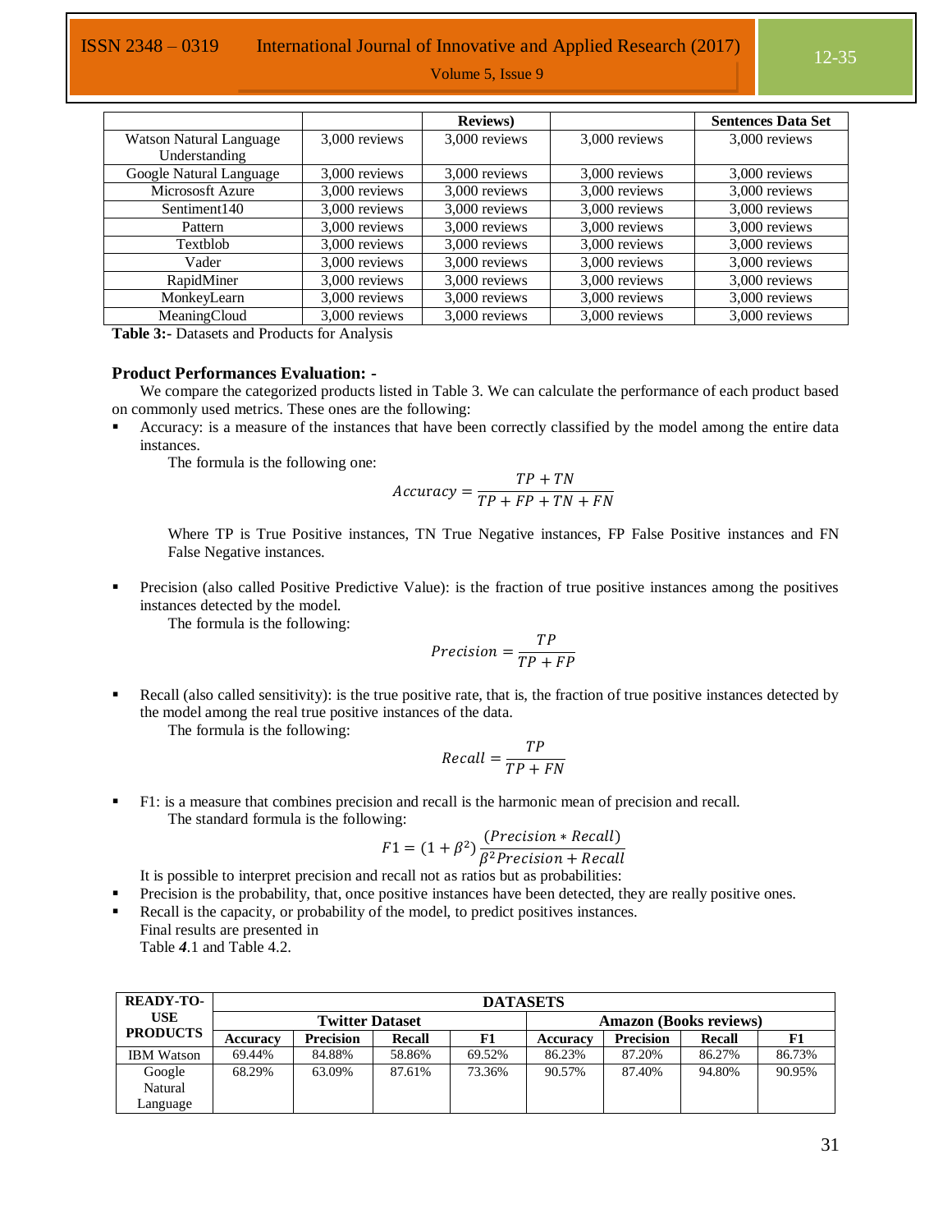|  |  | Reviews) |  | Sentences Data Set |
|---|---|---|---|---|
| Watson Natural Language Understanding | 3,000 reviews | 3,000 reviews | 3,000 reviews | 3,000 reviews |
| Google Natural Language | 3,000 reviews | 3,000 reviews | 3,000 reviews | 3,000 reviews |
| Micrososft Azure | 3,000 reviews | 3,000 reviews | 3,000 reviews | 3,000 reviews |
| Sentiment140 | 3,000 reviews | 3,000 reviews | 3,000 reviews | 3,000 reviews |
| Pattern | 3,000 reviews | 3,000 reviews | 3,000 reviews | 3,000 reviews |
| Textblob | 3,000 reviews | 3,000 reviews | 3,000 reviews | 3,000 reviews |
| Vader | 3,000 reviews | 3,000 reviews | 3,000 reviews | 3,000 reviews |
| RapidMiner | 3,000 reviews | 3,000 reviews | 3,000 reviews | 3,000 reviews |
| MonkeyLearn | 3,000 reviews | 3,000 reviews | 3,000 reviews | 3,000 reviews |
| MeaningCloud | 3,000 reviews | 3,000 reviews | 3,000 reviews | 3,000 reviews |

**Table 3:-** Datasets and Products for Analysis

### Product Performances Evaluation: -

We compare the categorized products listed in Table 3. We can calculate the performance of each product based on commonly used metrics. These ones are the following:

- Accuracy: is a measure of the instances that have been correctly classified by the model among the entire data instances.

  The formula is the following one:

$$Accuracy = \frac{TP + TN}{TP + FP + TN + FN}$$

  Where TP is True Positive instances, TN True Negative instances, FP False Positive instances and FN False Negative instances.

- Precision (also called Positive Predictive Value): is the fraction of true positive instances among the positives instances detected by the model.

  The formula is the following:

$$Precision = \frac{TP}{TP + FP}$$

- Recall (also called sensitivity): is the true positive rate, that is, the fraction of true positive instances detected by the model among the real true positive instances of the data.

  The formula is the following:

$$Recall = \frac{TP}{TP + FN}$$

- F1: is a measure that combines precision and recall is the harmonic mean of precision and recall.

  The standard formula is the following:

$$F1 = (1 + \beta^2)\frac{(Precision * Recall)}{\beta^2 Precision + Recall}$$

It is possible to interpret precision and recall not as ratios but as probabilities:

- Precision is the probability, that, once positive instances have been detected, they are really positive ones.
- Recall is the capacity, or probability of the model, to predict positives instances.

  Final results are presented in

  Table ***4***.1 and Table 4.2.

| READY-TO-USE PRODUCTS | DATASETS | | | | | | | |
|---|---|---|---|---|---|---|---|---|
| | Twitter Dataset | | | | Amazon (Books reviews) | | | |
| | Accuracy | Precision | Recall | F1 | Accuracy | Precision | Recall | F1 |
| IBM Watson | 69.44% | 84.88% | 58.86% | 69.52% | 86.23% | 87.20% | 86.27% | 86.73% |
| Google Natural Language | 68.29% | 63.09% | 87.61% | 73.36% | 90.57% | 87.40% | 94.80% | 90.95% |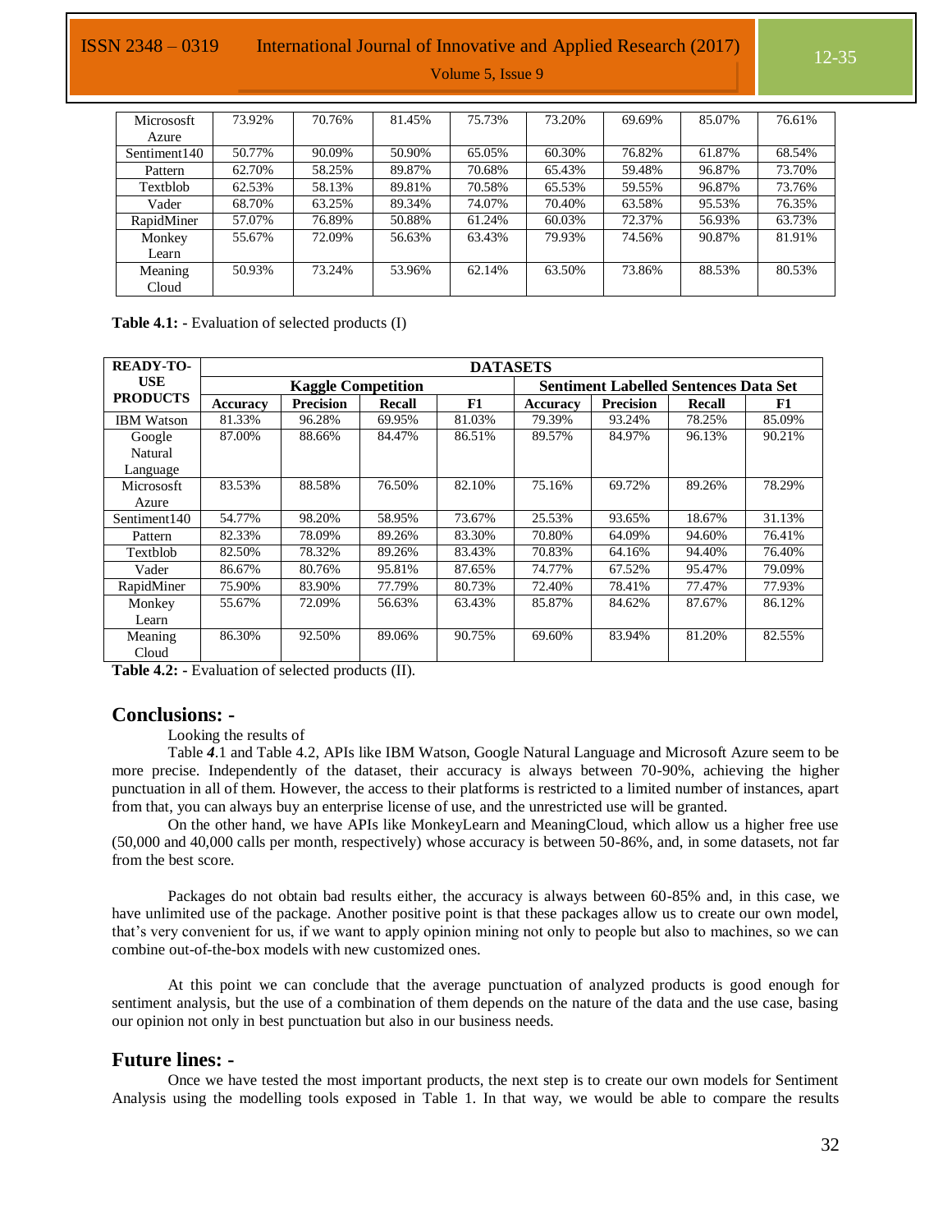| Micrososft Azure | 73.92% | 70.76% | 81.45% | 75.73% | 73.20% | 69.69% | 85.07% | 76.61% |
|---|---|---|---|---|---|---|---|---|
| Sentiment140 | 50.77% | 90.09% | 50.90% | 65.05% | 60.30% | 76.82% | 61.87% | 68.54% |
| Pattern | 62.70% | 58.25% | 89.87% | 70.68% | 65.43% | 59.48% | 96.87% | 73.70% |
| Textblob | 62.53% | 58.13% | 89.81% | 70.58% | 65.53% | 59.55% | 96.87% | 73.76% |
| Vader | 68.70% | 63.25% | 89.34% | 74.07% | 70.40% | 63.58% | 95.53% | 76.35% |
| RapidMiner | 57.07% | 76.89% | 50.88% | 61.24% | 60.03% | 72.37% | 56.93% | 63.73% |
| Monkey Learn | 55.67% | 72.09% | 56.63% | 63.43% | 79.93% | 74.56% | 90.87% | 81.91% |
| Meaning Cloud | 50.93% | 73.24% | 53.96% | 62.14% | 63.50% | 73.86% | 88.53% | 80.53% |

**Table 4.1: -** Evaluation of selected products (I)

| READY-TO-USE PRODUCTS | DATASETS | | | | | | | |
|---|---|---|---|---|---|---|---|---|
| | Kaggle Competition | | | | Sentiment Labelled Sentences Data Set | | | |
| | Accuracy | Precision | Recall | F1 | Accuracy | Precision | Recall | F1 |
| IBM Watson | 81.33% | 96.28% | 69.95% | 81.03% | 79.39% | 93.24% | 78.25% | 85.09% |
| Google Natural Language | 87.00% | 88.66% | 84.47% | 86.51% | 89.57% | 84.97% | 96.13% | 90.21% |
| Micrososft Azure | 83.53% | 88.58% | 76.50% | 82.10% | 75.16% | 69.72% | 89.26% | 78.29% |
| Sentiment140 | 54.77% | 98.20% | 58.95% | 73.67% | 25.53% | 93.65% | 18.67% | 31.13% |
| Pattern | 82.33% | 78.09% | 89.26% | 83.30% | 70.80% | 64.09% | 94.60% | 76.41% |
| Textblob | 82.50% | 78.32% | 89.26% | 83.43% | 70.83% | 64.16% | 94.40% | 76.40% |
| Vader | 86.67% | 80.76% | 95.81% | 87.65% | 74.77% | 67.52% | 95.47% | 79.09% |
| RapidMiner | 75.90% | 83.90% | 77.79% | 80.73% | 72.40% | 78.41% | 77.47% | 77.93% |
| Monkey Learn | 55.67% | 72.09% | 56.63% | 63.43% | 85.87% | 84.62% | 87.67% | 86.12% |
| Meaning Cloud | 86.30% | 92.50% | 89.06% | 90.75% | 69.60% | 83.94% | 81.20% | 82.55% |

**Table 4.2: -** Evaluation of selected products (II).

## Conclusions: -

Looking the results of

Table *4*.1 and Table 4.2, APIs like IBM Watson, Google Natural Language and Microsoft Azure seem to be more precise. Independently of the dataset, their accuracy is always between 70-90%, achieving the higher punctuation in all of them. However, the access to their platforms is restricted to a limited number of instances, apart from that, you can always buy an enterprise license of use, and the unrestricted use will be granted.

On the other hand, we have APIs like MonkeyLearn and MeaningCloud, which allow us a higher free use (50,000 and 40,000 calls per month, respectively) whose accuracy is between 50-86%, and, in some datasets, not far from the best score.

Packages do not obtain bad results either, the accuracy is always between 60-85% and, in this case, we have unlimited use of the package. Another positive point is that these packages allow us to create our own model, that's very convenient for us, if we want to apply opinion mining not only to people but also to machines, so we can combine out-of-the-box models with new customized ones.

At this point we can conclude that the average punctuation of analyzed products is good enough for sentiment analysis, but the use of a combination of them depends on the nature of the data and the use case, basing our opinion not only in best punctuation but also in our business needs.

## Future lines: -

Once we have tested the most important products, the next step is to create our own models for Sentiment Analysis using the modelling tools exposed in Table 1. In that way, we would be able to compare the results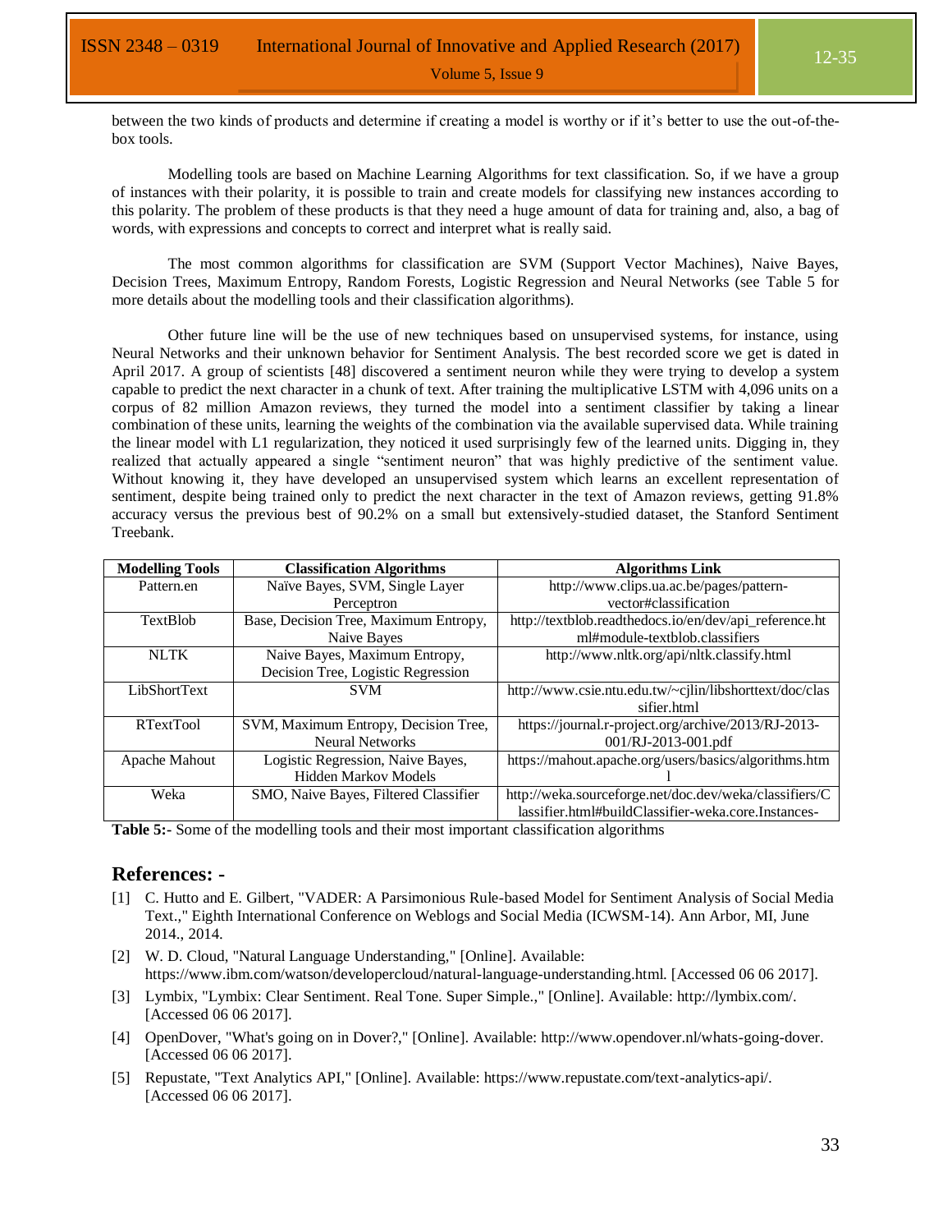between the two kinds of products and determine if creating a model is worthy or if it's better to use the out-of-the-box tools.

Modelling tools are based on Machine Learning Algorithms for text classification. So, if we have a group of instances with their polarity, it is possible to train and create models for classifying new instances according to this polarity. The problem of these products is that they need a huge amount of data for training and, also, a bag of words, with expressions and concepts to correct and interpret what is really said.

The most common algorithms for classification are SVM (Support Vector Machines), Naive Bayes, Decision Trees, Maximum Entropy, Random Forests, Logistic Regression and Neural Networks (see Table 5 for more details about the modelling tools and their classification algorithms).

Other future line will be the use of new techniques based on unsupervised systems, for instance, using Neural Networks and their unknown behavior for Sentiment Analysis. The best recorded score we get is dated in April 2017. A group of scientists [48] discovered a sentiment neuron while they were trying to develop a system capable to predict the next character in a chunk of text. After training the multiplicative LSTM with 4,096 units on a corpus of 82 million Amazon reviews, they turned the model into a sentiment classifier by taking a linear combination of these units, learning the weights of the combination via the available supervised data. While training the linear model with L1 regularization, they noticed it used surprisingly few of the learned units. Digging in, they realized that actually appeared a single "sentiment neuron" that was highly predictive of the sentiment value. Without knowing it, they have developed an unsupervised system which learns an excellent representation of sentiment, despite being trained only to predict the next character in the text of Amazon reviews, getting 91.8% accuracy versus the previous best of 90.2% on a small but extensively-studied dataset, the Stanford Sentiment Treebank.

| Modelling Tools | Classification Algorithms | Algorithms Link |
|---|---|---|
| Pattern.en | Naïve Bayes, SVM, Single Layer Perceptron | http://www.clips.ua.ac.be/pages/pattern-vector#classification |
| TextBlob | Base, Decision Tree, Maximum Entropy, Naive Bayes | http://textblob.readthedocs.io/en/dev/api_reference.html#module-textblob.classifiers |
| NLTK | Naive Bayes, Maximum Entropy, Decision Tree, Logistic Regression | http://www.nltk.org/api/nltk.classify.html |
| LibShortText | SVM | http://www.csie.ntu.edu.tw/~cjlin/libshorttext/doc/classifier.html |
| RTextTool | SVM, Maximum Entropy, Decision Tree, Neural Networks | https://journal.r-project.org/archive/2013/RJ-2013-001/RJ-2013-001.pdf |
| Apache Mahout | Logistic Regression, Naive Bayes, Hidden Markov Models | https://mahout.apache.org/users/basics/algorithms.html |
| Weka | SMO, Naive Bayes, Filtered Classifier | http://weka.sourceforge.net/doc.dev/weka/classifiers/Classifier.html#buildClassifier-weka.core.Instances- |

**Table 5:-** Some of the modelling tools and their most important classification algorithms

## References: -

[1] C. Hutto and E. Gilbert, "VADER: A Parsimonious Rule-based Model for Sentiment Analysis of Social Media Text.," Eighth International Conference on Weblogs and Social Media (ICWSM-14). Ann Arbor, MI, June 2014., 2014.

[2] W. D. Cloud, "Natural Language Understanding," [Online]. Available: https://www.ibm.com/watson/developercloud/natural-language-understanding.html. [Accessed 06 06 2017].

[3] Lymbix, "Lymbix: Clear Sentiment. Real Tone. Super Simple.," [Online]. Available: http://lymbix.com/. [Accessed 06 06 2017].

[4] OpenDover, "What's going on in Dover?," [Online]. Available: http://www.opendover.nl/whats-going-dover. [Accessed 06 06 2017].

[5] Repustate, "Text Analytics API," [Online]. Available: https://www.repustate.com/text-analytics-api/. [Accessed 06 06 2017].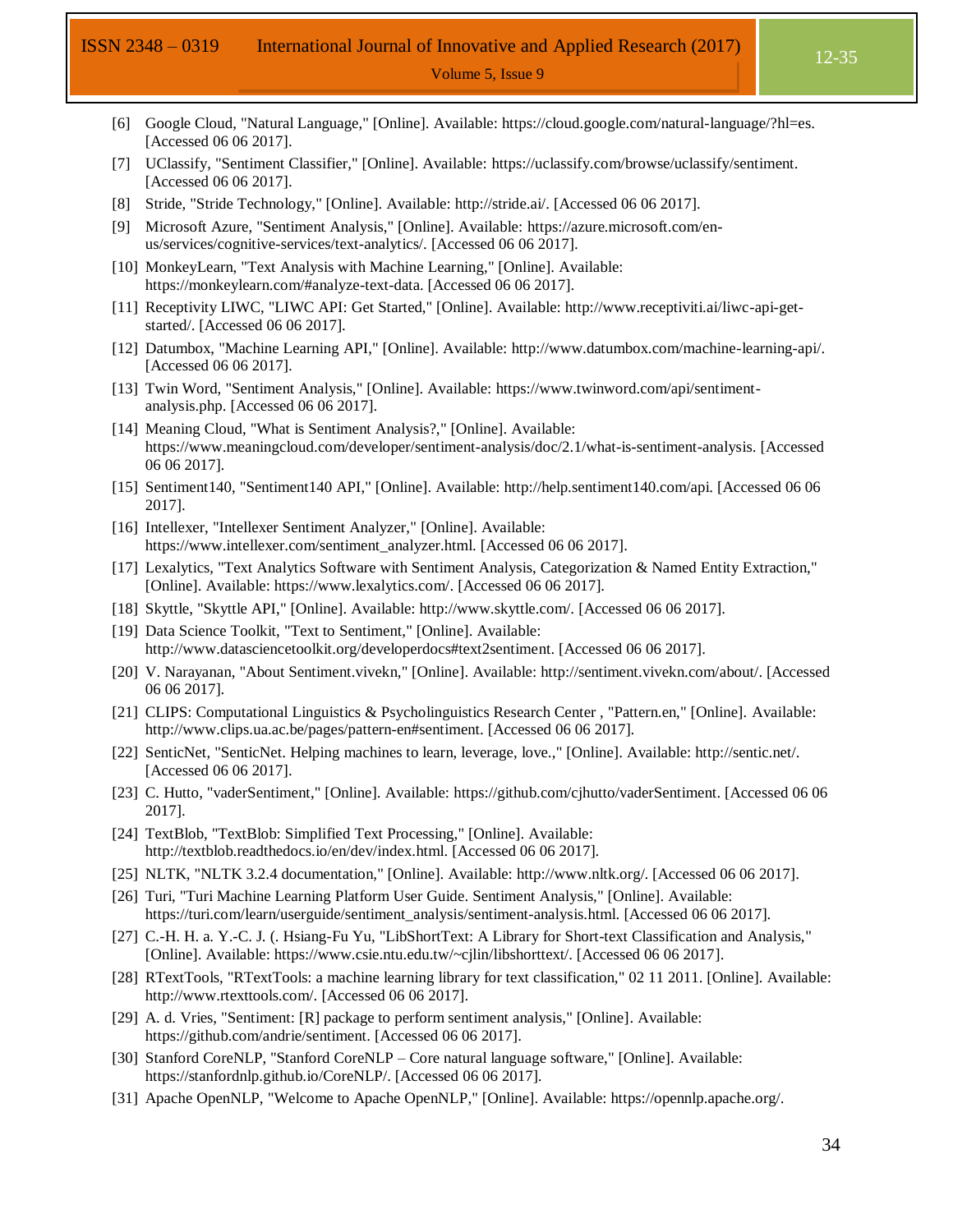[6] Google Cloud, "Natural Language," [Online]. Available: https://cloud.google.com/natural-language/?hl=es. [Accessed 06 06 2017].

[7] UClassify, "Sentiment Classifier," [Online]. Available: https://uclassify.com/browse/uclassify/sentiment. [Accessed 06 06 2017].

[8] Stride, "Stride Technology," [Online]. Available: http://stride.ai/. [Accessed 06 06 2017].

[9] Microsoft Azure, "Sentiment Analysis," [Online]. Available: https://azure.microsoft.com/en-us/services/cognitive-services/text-analytics/. [Accessed 06 06 2017].

[10] MonkeyLearn, "Text Analysis with Machine Learning," [Online]. Available: https://monkeylearn.com/#analyze-text-data. [Accessed 06 06 2017].

[11] Receptivity LIWC, "LIWC API: Get Started," [Online]. Available: http://www.receptiviti.ai/liwc-api-get-started/. [Accessed 06 06 2017].

[12] Datumbox, "Machine Learning API," [Online]. Available: http://www.datumbox.com/machine-learning-api/. [Accessed 06 06 2017].

[13] Twin Word, "Sentiment Analysis," [Online]. Available: https://www.twinword.com/api/sentiment-analysis.php. [Accessed 06 06 2017].

[14] Meaning Cloud, "What is Sentiment Analysis?," [Online]. Available: https://www.meaningcloud.com/developer/sentiment-analysis/doc/2.1/what-is-sentiment-analysis. [Accessed 06 06 2017].

[15] Sentiment140, "Sentiment140 API," [Online]. Available: http://help.sentiment140.com/api. [Accessed 06 06 2017].

[16] Intellexer, "Intellexer Sentiment Analyzer," [Online]. Available: https://www.intellexer.com/sentiment_analyzer.html. [Accessed 06 06 2017].

[17] Lexalytics, "Text Analytics Software with Sentiment Analysis, Categorization & Named Entity Extraction," [Online]. Available: https://www.lexalytics.com/. [Accessed 06 06 2017].

[18] Skyttle, "Skyttle API," [Online]. Available: http://www.skyttle.com/. [Accessed 06 06 2017].

[19] Data Science Toolkit, "Text to Sentiment," [Online]. Available: http://www.datasciencetoolkit.org/developerdocs#text2sentiment. [Accessed 06 06 2017].

[20] V. Narayanan, "About Sentiment.vivekn," [Online]. Available: http://sentiment.vivekn.com/about/. [Accessed 06 06 2017].

[21] CLIPS: Computational Linguistics & Psycholinguistics Research Center , "Pattern.en," [Online]. Available: http://www.clips.ua.ac.be/pages/pattern-en#sentiment. [Accessed 06 06 2017].

[22] SenticNet, "SenticNet. Helping machines to learn, leverage, love.," [Online]. Available: http://sentic.net/. [Accessed 06 06 2017].

[23] C. Hutto, "vaderSentiment," [Online]. Available: https://github.com/cjhutto/vaderSentiment. [Accessed 06 06 2017].

[24] TextBlob, "TextBlob: Simplified Text Processing," [Online]. Available: http://textblob.readthedocs.io/en/dev/index.html. [Accessed 06 06 2017].

[25] NLTK, "NLTK 3.2.4 documentation," [Online]. Available: http://www.nltk.org/. [Accessed 06 06 2017].

[26] Turi, "Turi Machine Learning Platform User Guide. Sentiment Analysis," [Online]. Available: https://turi.com/learn/userguide/sentiment_analysis/sentiment-analysis.html. [Accessed 06 06 2017].

[27] C.-H. H. a. Y.-C. J. (. Hsiang-Fu Yu, "LibShortText: A Library for Short-text Classification and Analysis," [Online]. Available: https://www.csie.ntu.edu.tw/~cjlin/libshorttext/. [Accessed 06 06 2017].

[28] RTextTools, "RTextTools: a machine learning library for text classification," 02 11 2011. [Online]. Available: http://www.rtexttools.com/. [Accessed 06 06 2017].

[29] A. d. Vries, "Sentiment: [R] package to perform sentiment analysis," [Online]. Available: https://github.com/andrie/sentiment. [Accessed 06 06 2017].

[30] Stanford CoreNLP, "Stanford CoreNLP – Core natural language software," [Online]. Available: https://stanfordnlp.github.io/CoreNLP/. [Accessed 06 06 2017].

[31] Apache OpenNLP, "Welcome to Apache OpenNLP," [Online]. Available: https://opennlp.apache.org/.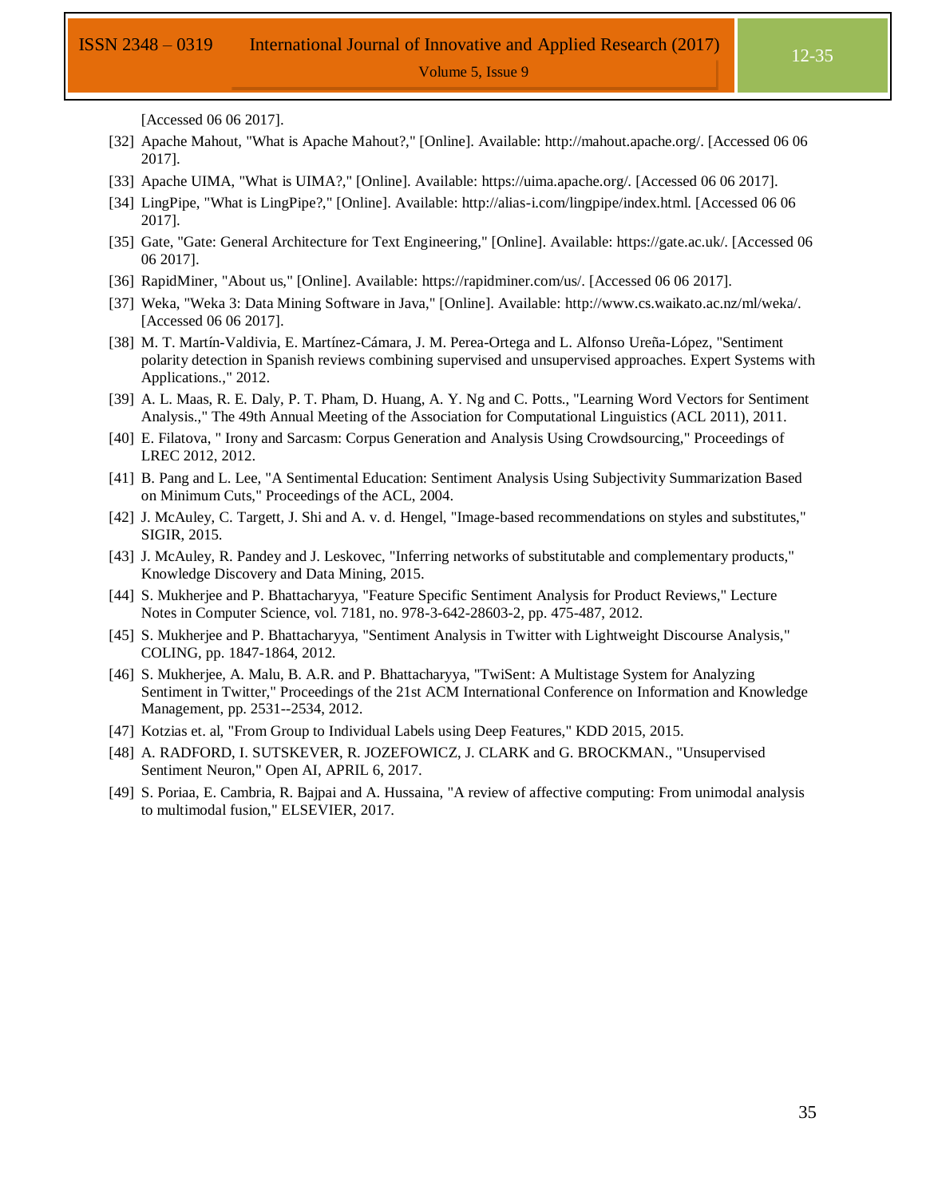[Accessed 06 06 2017].

[32] Apache Mahout, "What is Apache Mahout?," [Online]. Available: http://mahout.apache.org/. [Accessed 06 06 2017].

[33] Apache UIMA, "What is UIMA?," [Online]. Available: https://uima.apache.org/. [Accessed 06 06 2017].

[34] LingPipe, "What is LingPipe?," [Online]. Available: http://alias-i.com/lingpipe/index.html. [Accessed 06 06 2017].

[35] Gate, "Gate: General Architecture for Text Engineering," [Online]. Available: https://gate.ac.uk/. [Accessed 06 06 2017].

[36] RapidMiner, "About us," [Online]. Available: https://rapidminer.com/us/. [Accessed 06 06 2017].

[37] Weka, "Weka 3: Data Mining Software in Java," [Online]. Available: http://www.cs.waikato.ac.nz/ml/weka/. [Accessed 06 06 2017].

[38] M. T. Martín-Valdivia, E. Martínez-Cámara, J. M. Perea-Ortega and L. Alfonso Ureña-López, "Sentiment polarity detection in Spanish reviews combining supervised and unsupervised approaches. Expert Systems with Applications.," 2012.

[39] A. L. Maas, R. E. Daly, P. T. Pham, D. Huang, A. Y. Ng and C. Potts., "Learning Word Vectors for Sentiment Analysis.," The 49th Annual Meeting of the Association for Computational Linguistics (ACL 2011), 2011.

[40] E. Filatova, " Irony and Sarcasm: Corpus Generation and Analysis Using Crowdsourcing," Proceedings of LREC 2012, 2012.

[41] B. Pang and L. Lee, "A Sentimental Education: Sentiment Analysis Using Subjectivity Summarization Based on Minimum Cuts," Proceedings of the ACL, 2004.

[42] J. McAuley, C. Targett, J. Shi and A. v. d. Hengel, "Image-based recommendations on styles and substitutes," SIGIR, 2015.

[43] J. McAuley, R. Pandey and J. Leskovec, "Inferring networks of substitutable and complementary products," Knowledge Discovery and Data Mining, 2015.

[44] S. Mukherjee and P. Bhattacharyya, "Feature Specific Sentiment Analysis for Product Reviews," Lecture Notes in Computer Science, vol. 7181, no. 978-3-642-28603-2, pp. 475-487, 2012.

[45] S. Mukherjee and P. Bhattacharyya, "Sentiment Analysis in Twitter with Lightweight Discourse Analysis," COLING, pp. 1847-1864, 2012.

[46] S. Mukherjee, A. Malu, B. A.R. and P. Bhattacharyya, "TwiSent: A Multistage System for Analyzing Sentiment in Twitter," Proceedings of the 21st ACM International Conference on Information and Knowledge Management, pp. 2531--2534, 2012.

[47] Kotzias et. al, "From Group to Individual Labels using Deep Features," KDD 2015, 2015.

[48] A. RADFORD, I. SUTSKEVER, R. JOZEFOWICZ, J. CLARK and G. BROCKMAN., "Unsupervised Sentiment Neuron," Open AI, APRIL 6, 2017.

[49] S. Poriaa, E. Cambria, R. Bajpai and A. Hussaina, "A review of affective computing: From unimodal analysis to multimodal fusion," ELSEVIER, 2017.